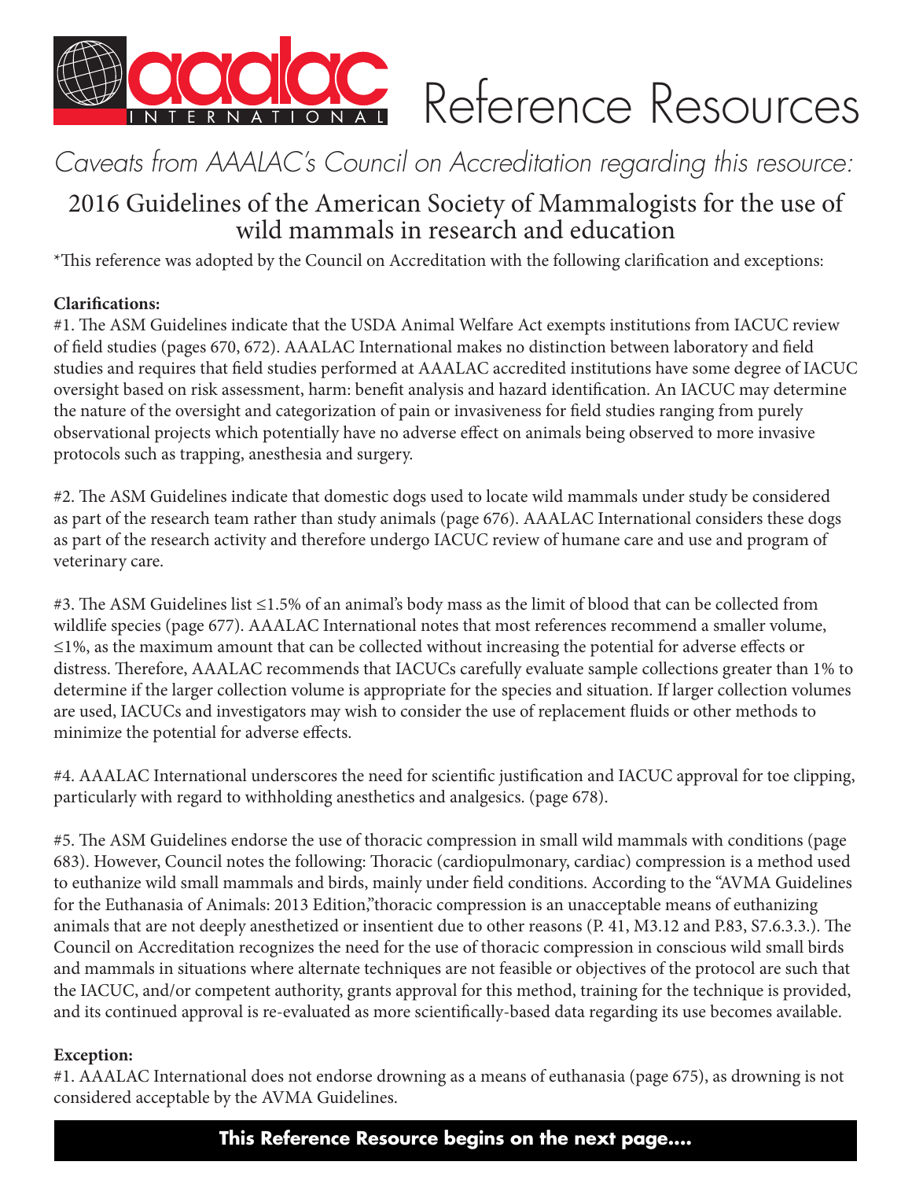# aaalac INTERNATIONAL Reference Resources

*Caveats from AAALAC's Council on Accreditation regarding this resource:*

## 2016 Guidelines of the American Society of Mammalogists for the use of wild mammals in research and education

*This reference was adopted by the Council on Accreditation with the following clarification and exceptions:

**Clarifications:**

#1. The ASM Guidelines indicate that the USDA Animal Welfare Act exempts institutions from IACUC review of field studies (pages 670, 672). AAALAC International makes no distinction between laboratory and field studies and requires that field studies performed at AAALAC accredited institutions have some degree of IACUC oversight based on risk assessment, harm: benefit analysis and hazard identification. An IACUC may determine the nature of the oversight and categorization of pain or invasiveness for field studies ranging from purely observational projects which potentially have no adverse effect on animals being observed to more invasive protocols such as trapping, anesthesia and surgery.

#2. The ASM Guidelines indicate that domestic dogs used to locate wild mammals under study be considered as part of the research team rather than study animals (page 676). AAALAC International considers these dogs as part of the research activity and therefore undergo IACUC review of humane care and use and program of veterinary care.

#3. The ASM Guidelines list ≤1.5% of an animal's body mass as the limit of blood that can be collected from wildlife species (page 677). AAALAC International notes that most references recommend a smaller volume, ≤1%, as the maximum amount that can be collected without increasing the potential for adverse effects or distress. Therefore, AAALAC recommends that IACUCs carefully evaluate sample collections greater than 1% to determine if the larger collection volume is appropriate for the species and situation. If larger collection volumes are used, IACUCs and investigators may wish to consider the use of replacement fluids or other methods to minimize the potential for adverse effects.

#4. AAALAC International underscores the need for scientific justification and IACUC approval for toe clipping, particularly with regard to withholding anesthetics and analgesics. (page 678).

#5. The ASM Guidelines endorse the use of thoracic compression in small wild mammals with conditions (page 683). However, Council notes the following: Thoracic (cardiopulmonary, cardiac) compression is a method used to euthanize wild small mammals and birds, mainly under field conditions. According to the "AVMA Guidelines for the Euthanasia of Animals: 2013 Edition,"thoracic compression is an unacceptable means of euthanizing animals that are not deeply anesthetized or insentient due to other reasons (P. 41, M3.12 and P.83, S7.6.3.3.). The Council on Accreditation recognizes the need for the use of thoracic compression in conscious wild small birds and mammals in situations where alternate techniques are not feasible or objectives of the protocol are such that the IACUC, and/or competent authority, grants approval for this method, training for the technique is provided, and its continued approval is re-evaluated as more scientifically-based data regarding its use becomes available.

**Exception:**

#1. AAALAC International does not endorse drowning as a means of euthanasia (page 675), as drowning is not considered acceptable by the AVMA Guidelines.

**This Reference Resource begins on the next page....**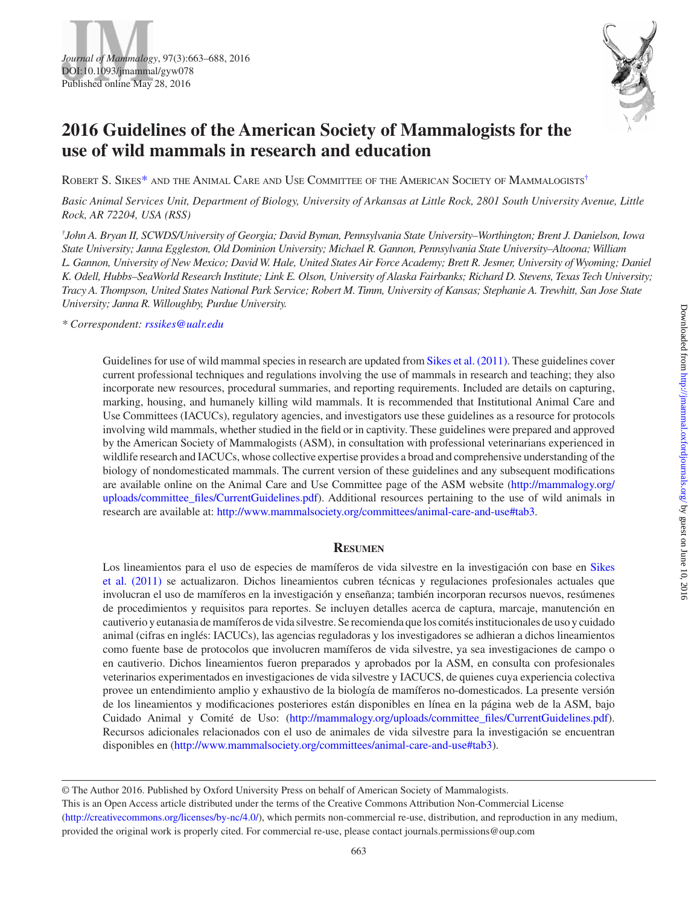# 2016 Guidelines of the American Society of Mammalogists for the use of wild mammals in research and education

Robert S. Sikes* and the Animal Care and Use Committee of the American Society of Mammalogists[†]

*Basic Animal Services Unit, Department of Biology, University of Arkansas at Little Rock, 2801 South University Avenue, Little Rock, AR 72204, USA (RSS)*

*[†]John A. Bryan II, SCWDS/University of Georgia; David Byman, Pennsylvania State University–Worthington; Brent J. Danielson, Iowa State University; Janna Eggleston, Old Dominion University; Michael R. Gannon, Pennsylvania State University–Altoona; William L. Gannon, University of New Mexico; David W. Hale, United States Air Force Academy; Brett R. Jesmer, University of Wyoming; Daniel K. Odell, Hubbs–SeaWorld Research Institute; Link E. Olson, University of Alaska Fairbanks; Richard D. Stevens, Texas Tech University; Tracy A. Thompson, United States National Park Service; Robert M. Timm, University of Kansas; Stephanie A. Trewhitt, San Jose State University; Janna R. Willoughby, Purdue University.*

*\* Correspondent: rssikes@ualr.edu*

Guidelines for use of wild mammal species in research are updated from Sikes et al. (2011). These guidelines cover current professional techniques and regulations involving the use of mammals in research and teaching; they also incorporate new resources, procedural summaries, and reporting requirements. Included are details on capturing, marking, housing, and humanely killing wild mammals. It is recommended that Institutional Animal Care and Use Committees (IACUCs), regulatory agencies, and investigators use these guidelines as a resource for protocols involving wild mammals, whether studied in the field or in captivity. These guidelines were prepared and approved by the American Society of Mammalogists (ASM), in consultation with professional veterinarians experienced in wildlife research and IACUCs, whose collective expertise provides a broad and comprehensive understanding of the biology of nondomesticated mammals. The current version of these guidelines and any subsequent modifications are available online on the Animal Care and Use Committee page of the ASM website (http://mammalogy.org/uploads/committee_files/CurrentGuidelines.pdf). Additional resources pertaining to the use of wild animals in research are available at: http://www.mammalsociety.org/committees/animal-care-and-use#tab3.

## Resumen

Los lineamientos para el uso de especies de mamíferos de vida silvestre en la investigación con base en Sikes et al. (2011) se actualizaron. Dichos lineamientos cubren técnicas y regulaciones profesionales actuales que involucran el uso de mamíferos en la investigación y enseñanza; también incorporan recursos nuevos, resúmenes de procedimientos y requisitos para reportes. Se incluyen detalles acerca de captura, marcaje, manutención en cautiverio y eutanasia de mamíferos de vida silvestre. Se recomienda que los comités institucionales de uso y cuidado animal (cifras en inglés: IACUCs), las agencias reguladoras y los investigadores se adhieran a dichos lineamientos como fuente base de protocolos que involucren mamíferos de vida silvestre, ya sea investigaciones de campo o en cautiverio. Dichos lineamientos fueron preparados y aprobados por la ASM, en consulta con profesionales veterinarios experimentados en investigaciones de vida silvestre y IACUCS, de quienes cuya experiencia colectiva provee un entendimiento amplio y exhaustivo de la biología de mamíferos no-domesticados. La presente versión de los lineamientos y modificaciones posteriores están disponibles en línea en la página web de la ASM, bajo Cuidado Animal y Comité de Uso: (http://mammalogy.org/uploads/committee_files/CurrentGuidelines.pdf). Recursos adicionales relacionados con el uso de animales de vida silvestre para la investigación se encuentran disponibles en (http://www.mammalsociety.org/committees/animal-care-and-use#tab3).

---

© The Author 2016. Published by Oxford University Press on behalf of American Society of Mammalogists.
This is an Open Access article distributed under the terms of the Creative Commons Attribution Non-Commercial License (http://creativecommons.org/licenses/by-nc/4.0/), which permits non-commercial re-use, distribution, and reproduction in any medium, provided the original work is properly cited. For commercial re-use, please contact journals.permissions@oup.com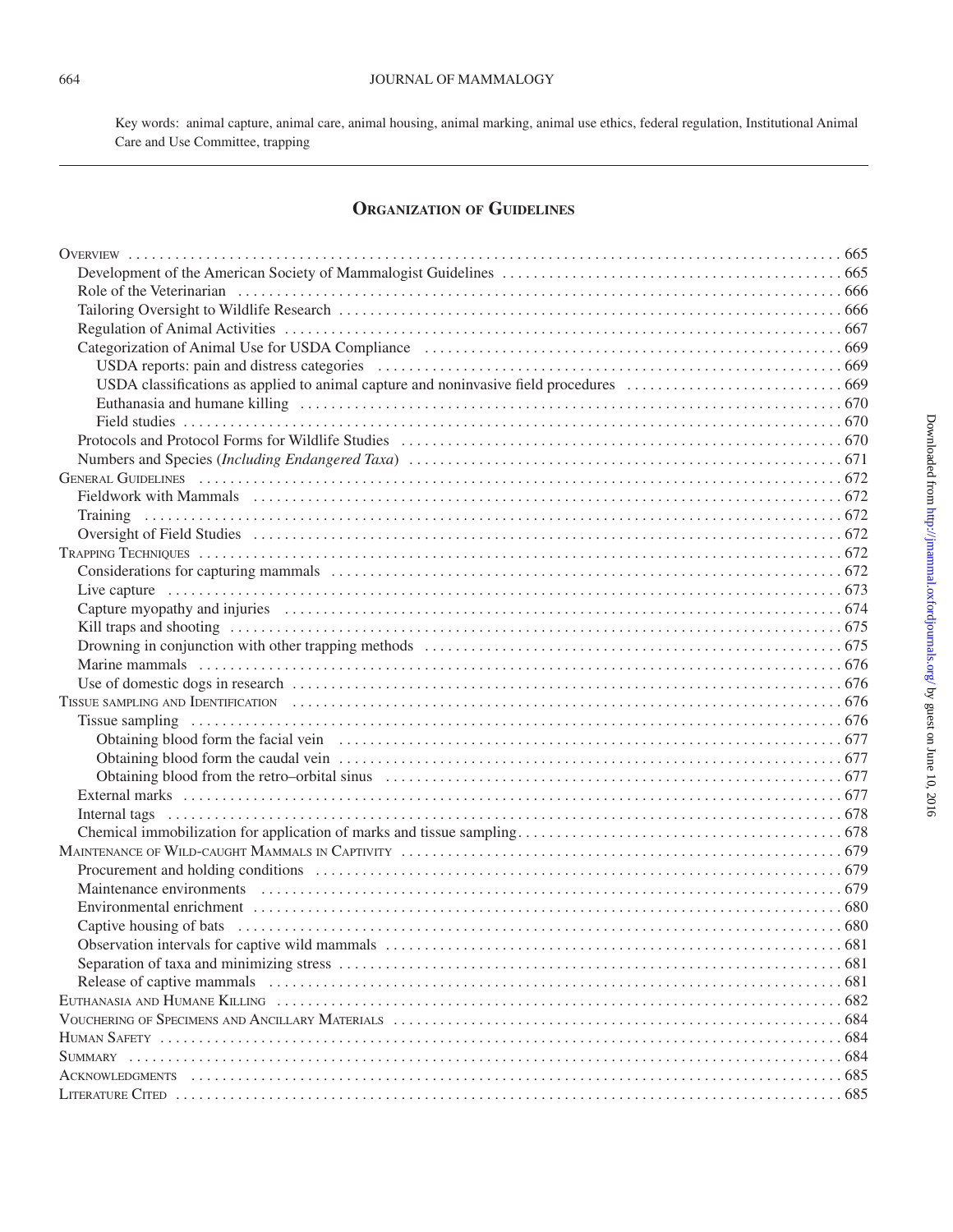Key words: animal capture, animal care, animal housing, animal marking, animal use ethics, federal regulation, Institutional Animal Care and Use Committee, trapping

## Organization of Guidelines

- Overview . . . 665
  - Development of the American Society of Mammalogist Guidelines . . . 665
  - Role of the Veterinarian . . . 666
  - Tailoring Oversight to Wildlife Research . . . 666
  - Regulation of Animal Activities . . . 667
  - Categorization of Animal Use for USDA Compliance . . . 669
    - USDA reports: pain and distress categories . . . 669
    - USDA classifications as applied to animal capture and noninvasive field procedures . . . 669
    - Euthanasia and humane killing . . . 670
    - Field studies . . . 670
  - Protocols and Protocol Forms for Wildlife Studies . . . 670
  - Numbers and Species (*Including Endangered Taxa*) . . . 671
- General Guidelines . . . 672
  - Fieldwork with Mammals . . . 672
  - Training . . . 672
  - Oversight of Field Studies . . . 672
- Trapping Techniques . . . 672
  - Considerations for capturing mammals . . . 672
  - Live capture . . . 673
  - Capture myopathy and injuries . . . 674
  - Kill traps and shooting . . . 675
  - Drowning in conjunction with other trapping methods . . . 675
  - Marine mammals . . . 676
  - Use of domestic dogs in research . . . 676
- Tissue sampling and Identification . . . 676
  - Tissue sampling . . . 676
    - Obtaining blood form the facial vein . . . 677
    - Obtaining blood form the caudal vein . . . 677
    - Obtaining blood from the retro–orbital sinus . . . 677
  - External marks . . . 677
  - Internal tags . . . 678
  - Chemical immobilization for application of marks and tissue sampling . . . 678
- Maintenance of Wild-caught Mammals in Captivity . . . 679
  - Procurement and holding conditions . . . 679
  - Maintenance environments . . . 679
  - Environmental enrichment . . . 680
  - Captive housing of bats . . . 680
  - Observation intervals for captive wild mammals . . . 681
  - Separation of taxa and minimizing stress . . . 681
  - Release of captive mammals . . . 681
- Euthanasia and Humane Killing . . . 682
- Vouchering of Specimens and Ancillary Materials . . . 684
- Human Safety . . . 684
- Summary . . . 684
- Acknowledgments . . . 685
- Literature Cited . . . 685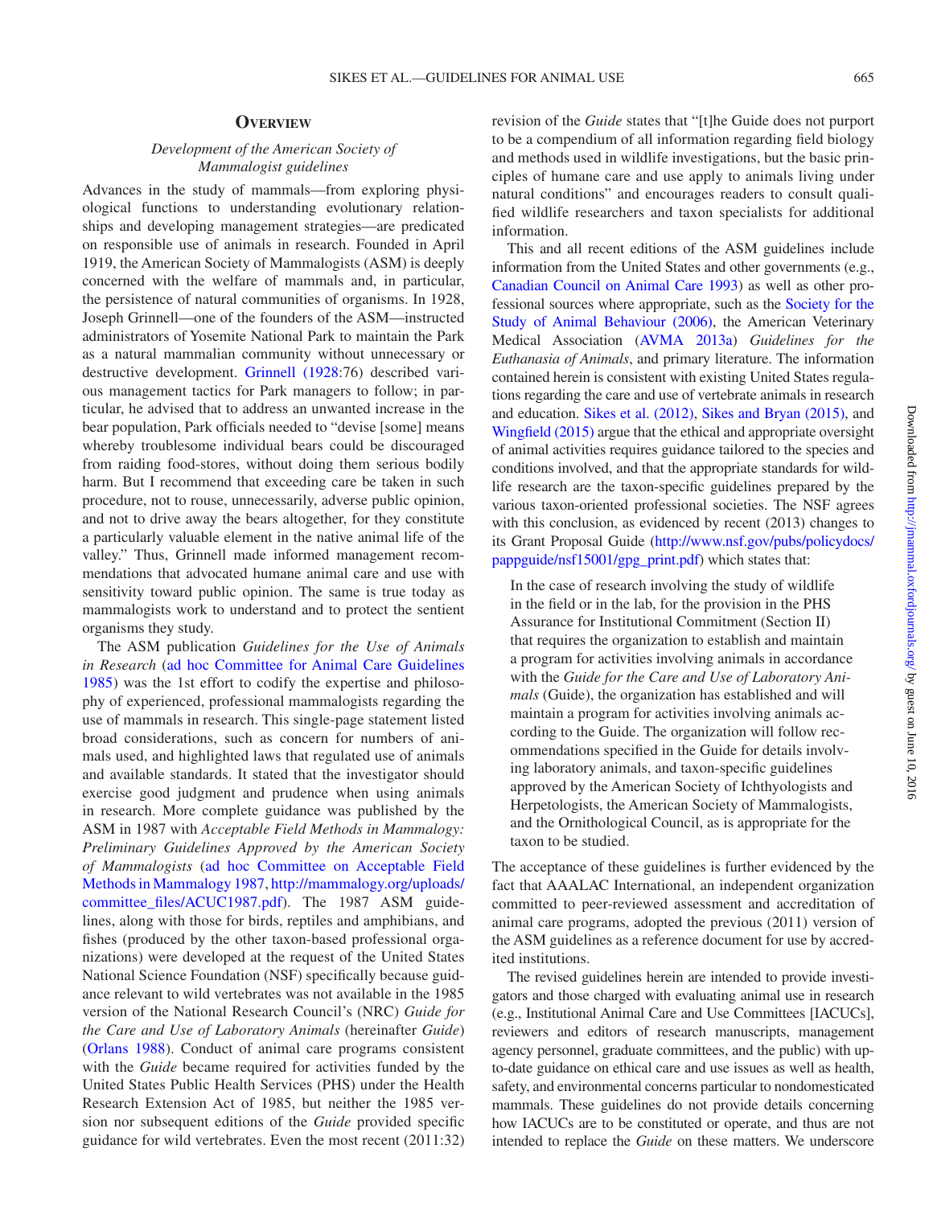## Overview

### *Development of the American Society of Mammalogist guidelines*

Advances in the study of mammals—from exploring physiological functions to understanding evolutionary relationships and developing management strategies—are predicated on responsible use of animals in research. Founded in April 1919, the American Society of Mammalogists (ASM) is deeply concerned with the welfare of mammals and, in particular, the persistence of natural communities of organisms. In 1928, Joseph Grinnell—one of the founders of the ASM—instructed administrators of Yosemite National Park to maintain the Park as a natural mammalian community without unnecessary or destructive development. Grinnell (1928:76) described various management tactics for Park managers to follow; in particular, he advised that to address an unwanted increase in the bear population, Park officials needed to "devise [some] means whereby troublesome individual bears could be discouraged from raiding food-stores, without doing them serious bodily harm. But I recommend that exceeding care be taken in such procedure, not to rouse, unnecessarily, adverse public opinion, and not to drive away the bears altogether, for they constitute a particularly valuable element in the native animal life of the valley." Thus, Grinnell made informed management recommendations that advocated humane animal care and use with sensitivity toward public opinion. The same is true today as mammalogists work to understand and to protect the sentient organisms they study.

The ASM publication *Guidelines for the Use of Animals in Research* (ad hoc Committee for Animal Care Guidelines 1985) was the 1st effort to codify the expertise and philosophy of experienced, professional mammalogists regarding the use of mammals in research. This single-page statement listed broad considerations, such as concern for numbers of animals used, and highlighted laws that regulated use of animals and available standards. It stated that the investigator should exercise good judgment and prudence when using animals in research. More complete guidance was published by the ASM in 1987 with *Acceptable Field Methods in Mammalogy: Preliminary Guidelines Approved by the American Society of Mammalogists* (ad hoc Committee on Acceptable Field Methods in Mammalogy 1987, http://mammalogy.org/uploads/committee_files/ACUC1987.pdf). The 1987 ASM guidelines, along with those for birds, reptiles and amphibians, and fishes (produced by the other taxon-based professional organizations) were developed at the request of the United States National Science Foundation (NSF) specifically because guidance relevant to wild vertebrates was not available in the 1985 version of the National Research Council's (NRC) *Guide for the Care and Use of Laboratory Animals* (hereinafter *Guide*) (Orlans 1988). Conduct of animal care programs consistent with the *Guide* became required for activities funded by the United States Public Health Services (PHS) under the Health Research Extension Act of 1985, but neither the 1985 version nor subsequent editions of the *Guide* provided specific guidance for wild vertebrates. Even the most recent (2011:32) revision of the *Guide* states that "[t]he Guide does not purport to be a compendium of all information regarding field biology and methods used in wildlife investigations, but the basic principles of humane care and use apply to animals living under natural conditions" and encourages readers to consult qualified wildlife researchers and taxon specialists for additional information.

This and all recent editions of the ASM guidelines include information from the United States and other governments (e.g., Canadian Council on Animal Care 1993) as well as other professional sources where appropriate, such as the Society for the Study of Animal Behaviour (2006), the American Veterinary Medical Association (AVMA 2013a) *Guidelines for the Euthanasia of Animals*, and primary literature. The information contained herein is consistent with existing United States regulations regarding the care and use of vertebrate animals in research and education. Sikes et al. (2012), Sikes and Bryan (2015), and Wingfield (2015) argue that the ethical and appropriate oversight of animal activities requires guidance tailored to the species and conditions involved, and that the appropriate standards for wildlife research are the taxon-specific guidelines prepared by the various taxon-oriented professional societies. The NSF agrees with this conclusion, as evidenced by recent (2013) changes to its Grant Proposal Guide (http://www.nsf.gov/pubs/policydocs/pappguide/nsf15001/gpg_print.pdf) which states that:

> In the case of research involving the study of wildlife in the field or in the lab, for the provision in the PHS Assurance for Institutional Commitment (Section II) that requires the organization to establish and maintain a program for activities involving animals in accordance with the *Guide for the Care and Use of Laboratory Animals* (Guide), the organization has established and will maintain a program for activities involving animals according to the Guide. The organization will follow recommendations specified in the Guide for details involving laboratory animals, and taxon-specific guidelines approved by the American Society of Ichthyologists and Herpetologists, the American Society of Mammalogists, and the Ornithological Council, as is appropriate for the taxon to be studied.

The acceptance of these guidelines is further evidenced by the fact that AAALAC International, an independent organization committed to peer-reviewed assessment and accreditation of animal care programs, adopted the previous (2011) version of the ASM guidelines as a reference document for use by accredited institutions.

The revised guidelines herein are intended to provide investigators and those charged with evaluating animal use in research (e.g., Institutional Animal Care and Use Committees [IACUCs], reviewers and editors of research manuscripts, management agency personnel, graduate committees, and the public) with up-to-date guidance on ethical care and use issues as well as health, safety, and environmental concerns particular to nondomesticated mammals. These guidelines do not provide details concerning how IACUCs are to be constituted or operate, and thus are not intended to replace the *Guide* on these matters. We underscore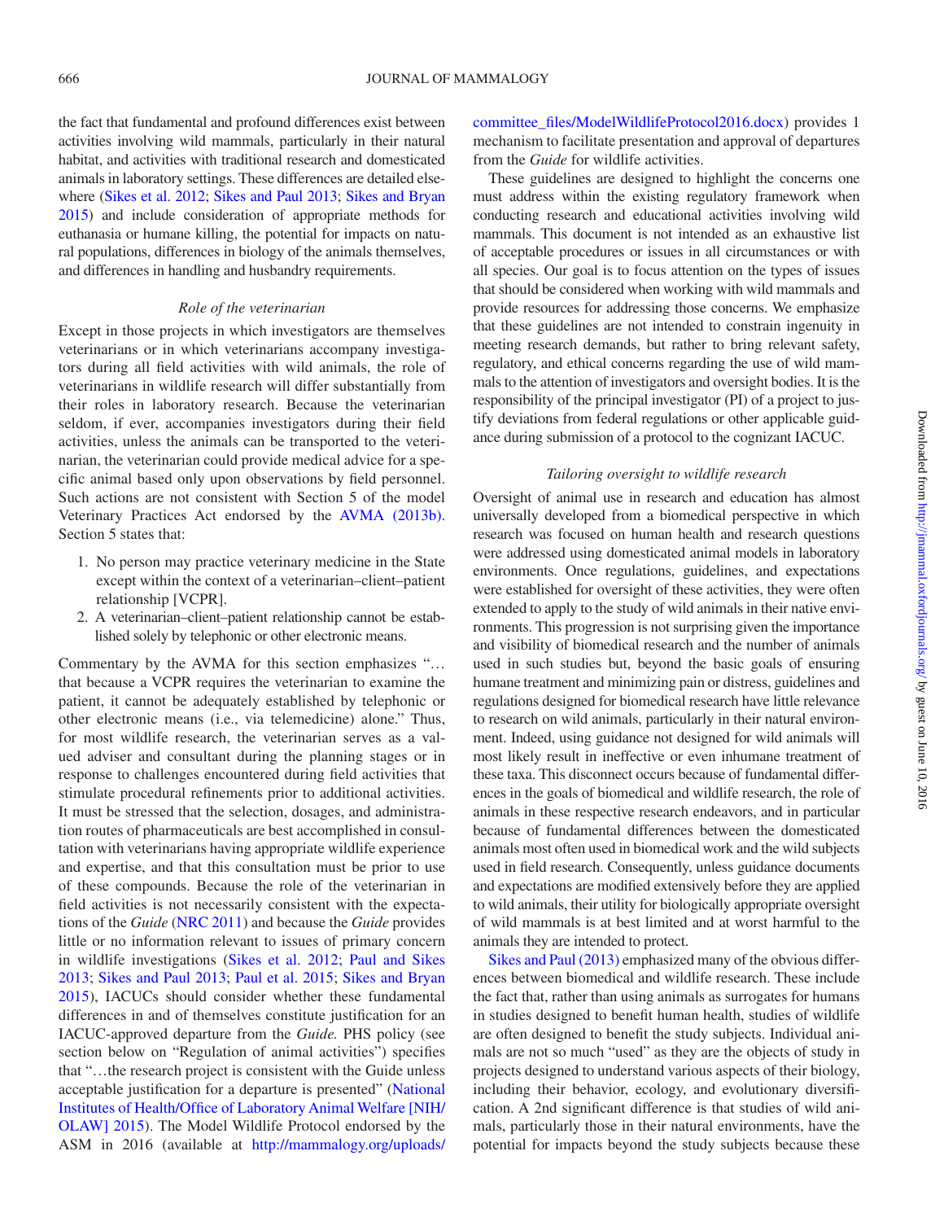the fact that fundamental and profound differences exist between activities involving wild mammals, particularly in their natural habitat, and activities with traditional research and domesticated animals in laboratory settings. These differences are detailed elsewhere (Sikes et al. 2012; Sikes and Paul 2013; Sikes and Bryan 2015) and include consideration of appropriate methods for euthanasia or humane killing, the potential for impacts on natural populations, differences in biology of the animals themselves, and differences in handling and husbandry requirements.

### *Role of the veterinarian*

Except in those projects in which investigators are themselves veterinarians or in which veterinarians accompany investigators during all field activities with wild animals, the role of veterinarians in wildlife research will differ substantially from their roles in laboratory research. Because the veterinarian seldom, if ever, accompanies investigators during their field activities, unless the animals can be transported to the veterinarian, the veterinarian could provide medical advice for a specific animal based only upon observations by field personnel. Such actions are not consistent with Section 5 of the model Veterinary Practices Act endorsed by the AVMA (2013b). Section 5 states that:

1. No person may practice veterinary medicine in the State except within the context of a veterinarian–client–patient relationship [VCPR].
2. A veterinarian–client–patient relationship cannot be established solely by telephonic or other electronic means.

Commentary by the AVMA for this section emphasizes "…that because a VCPR requires the veterinarian to examine the patient, it cannot be adequately established by telephonic or other electronic means (i.e., via telemedicine) alone." Thus, for most wildlife research, the veterinarian serves as a valued adviser and consultant during the planning stages or in response to challenges encountered during field activities that stimulate procedural refinements prior to additional activities. It must be stressed that the selection, dosages, and administration routes of pharmaceuticals are best accomplished in consultation with veterinarians having appropriate wildlife experience and expertise, and that this consultation must be prior to use of these compounds. Because the role of the veterinarian in field activities is not necessarily consistent with the expectations of the *Guide* (NRC 2011) and because the *Guide* provides little or no information relevant to issues of primary concern in wildlife investigations (Sikes et al. 2012; Paul and Sikes 2013; Sikes and Paul 2013; Paul et al. 2015; Sikes and Bryan 2015), IACUCs should consider whether these fundamental differences in and of themselves constitute justification for an IACUC-approved departure from the *Guide.* PHS policy (see section below on "Regulation of animal activities") specifies that "…the research project is consistent with the Guide unless acceptable justification for a departure is presented" (National Institutes of Health/Office of Laboratory Animal Welfare [NIH/OLAW] 2015). The Model Wildlife Protocol endorsed by the ASM in 2016 (available at http://mammalogy.org/uploads/committee_files/ModelWildlifeProtocol2016.docx) provides 1 mechanism to facilitate presentation and approval of departures from the *Guide* for wildlife activities.

These guidelines are designed to highlight the concerns one must address within the existing regulatory framework when conducting research and educational activities involving wild mammals. This document is not intended as an exhaustive list of acceptable procedures or issues in all circumstances or with all species. Our goal is to focus attention on the types of issues that should be considered when working with wild mammals and provide resources for addressing those concerns. We emphasize that these guidelines are not intended to constrain ingenuity in meeting research demands, but rather to bring relevant safety, regulatory, and ethical concerns regarding the use of wild mammals to the attention of investigators and oversight bodies. It is the responsibility of the principal investigator (PI) of a project to justify deviations from federal regulations or other applicable guidance during submission of a protocol to the cognizant IACUC.

### *Tailoring oversight to wildlife research*

Oversight of animal use in research and education has almost universally developed from a biomedical perspective in which research was focused on human health and research questions were addressed using domesticated animal models in laboratory environments. Once regulations, guidelines, and expectations were established for oversight of these activities, they were often extended to apply to the study of wild animals in their native environments. This progression is not surprising given the importance and visibility of biomedical research and the number of animals used in such studies but, beyond the basic goals of ensuring humane treatment and minimizing pain or distress, guidelines and regulations designed for biomedical research have little relevance to research on wild animals, particularly in their natural environment. Indeed, using guidance not designed for wild animals will most likely result in ineffective or even inhumane treatment of these taxa. This disconnect occurs because of fundamental differences in the goals of biomedical and wildlife research, the role of animals in these respective research endeavors, and in particular because of fundamental differences between the domesticated animals most often used in biomedical work and the wild subjects used in field research. Consequently, unless guidance documents and expectations are modified extensively before they are applied to wild animals, their utility for biologically appropriate oversight of wild mammals is at best limited and at worst harmful to the animals they are intended to protect.

Sikes and Paul (2013) emphasized many of the obvious differences between biomedical and wildlife research. These include the fact that, rather than using animals as surrogates for humans in studies designed to benefit human health, studies of wildlife are often designed to benefit the study subjects. Individual animals are not so much "used" as they are the objects of study in projects designed to understand various aspects of their biology, including their behavior, ecology, and evolutionary diversification. A 2nd significant difference is that studies of wild animals, particularly those in their natural environments, have the potential for impacts beyond the study subjects because these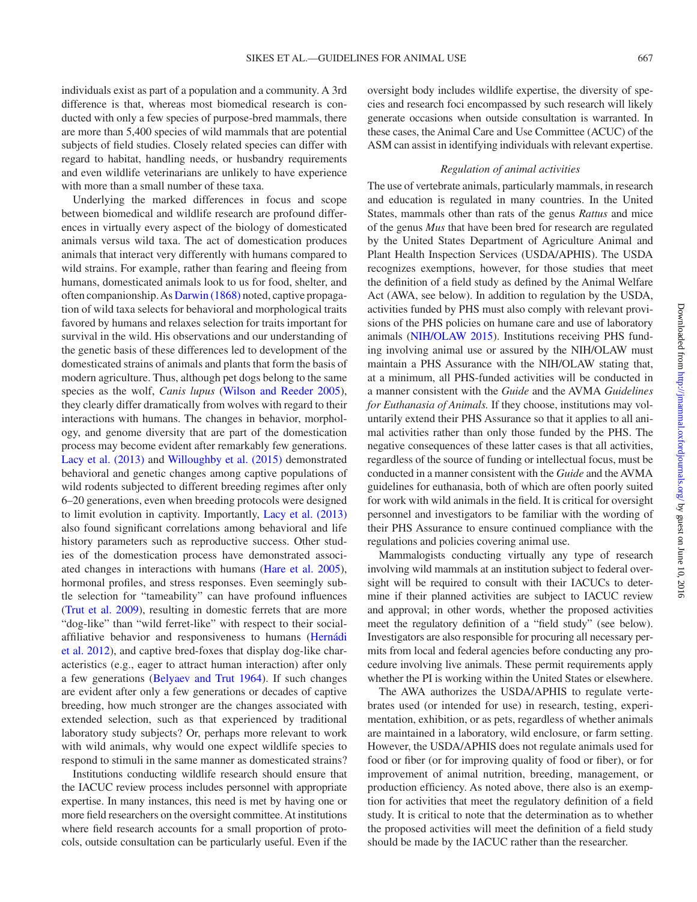individuals exist as part of a population and a community. A 3rd difference is that, whereas most biomedical research is conducted with only a few species of purpose-bred mammals, there are more than 5,400 species of wild mammals that are potential subjects of field studies. Closely related species can differ with regard to habitat, handling needs, or husbandry requirements and even wildlife veterinarians are unlikely to have experience with more than a small number of these taxa.

Underlying the marked differences in focus and scope between biomedical and wildlife research are profound differences in virtually every aspect of the biology of domesticated animals versus wild taxa. The act of domestication produces animals that interact very differently with humans compared to wild strains. For example, rather than fearing and fleeing from humans, domesticated animals look to us for food, shelter, and often companionship. As Darwin (1868) noted, captive propagation of wild taxa selects for behavioral and morphological traits favored by humans and relaxes selection for traits important for survival in the wild. His observations and our understanding of the genetic basis of these differences led to development of the domesticated strains of animals and plants that form the basis of modern agriculture. Thus, although pet dogs belong to the same species as the wolf, *Canis lupus* (Wilson and Reeder 2005), they clearly differ dramatically from wolves with regard to their interactions with humans. The changes in behavior, morphology, and genome diversity that are part of the domestication process may become evident after remarkably few generations. Lacy et al. (2013) and Willoughby et al. (2015) demonstrated behavioral and genetic changes among captive populations of wild rodents subjected to different breeding regimes after only 6–20 generations, even when breeding protocols were designed to limit evolution in captivity. Importantly, Lacy et al. (2013) also found significant correlations among behavioral and life history parameters such as reproductive success. Other studies of the domestication process have demonstrated associated changes in interactions with humans (Hare et al. 2005), hormonal profiles, and stress responses. Even seemingly subtle selection for "tameability" can have profound influences (Trut et al. 2009), resulting in domestic ferrets that are more "dog-like" than "wild ferret-like" with respect to their social-affiliative behavior and responsiveness to humans (Hernádi et al. 2012), and captive bred-foxes that display dog-like characteristics (e.g., eager to attract human interaction) after only a few generations (Belyaev and Trut 1964). If such changes are evident after only a few generations or decades of captive breeding, how much stronger are the changes associated with extended selection, such as that experienced by traditional laboratory study subjects? Or, perhaps more relevant to work with wild animals, why would one expect wildlife species to respond to stimuli in the same manner as domesticated strains?

Institutions conducting wildlife research should ensure that the IACUC review process includes personnel with appropriate expertise. In many instances, this need is met by having one or more field researchers on the oversight committee. At institutions where field research accounts for a small proportion of protocols, outside consultation can be particularly useful. Even if the oversight body includes wildlife expertise, the diversity of species and research foci encompassed by such research will likely generate occasions when outside consultation is warranted. In these cases, the Animal Care and Use Committee (ACUC) of the ASM can assist in identifying individuals with relevant expertise.

### *Regulation of animal activities*

The use of vertebrate animals, particularly mammals, in research and education is regulated in many countries. In the United States, mammals other than rats of the genus *Rattus* and mice of the genus *Mus* that have been bred for research are regulated by the United States Department of Agriculture Animal and Plant Health Inspection Services (USDA/APHIS). The USDA recognizes exemptions, however, for those studies that meet the definition of a field study as defined by the Animal Welfare Act (AWA, see below). In addition to regulation by the USDA, activities funded by PHS must also comply with relevant provisions of the PHS policies on humane care and use of laboratory animals (NIH/OLAW 2015). Institutions receiving PHS funding involving animal use or assured by the NIH/OLAW must maintain a PHS Assurance with the NIH/OLAW stating that, at a minimum, all PHS-funded activities will be conducted in a manner consistent with the *Guide* and the AVMA *Guidelines for Euthanasia of Animals.* If they choose, institutions may voluntarily extend their PHS Assurance so that it applies to all animal activities rather than only those funded by the PHS. The negative consequences of these latter cases is that all activities, regardless of the source of funding or intellectual focus, must be conducted in a manner consistent with the *Guide* and the AVMA guidelines for euthanasia, both of which are often poorly suited for work with wild animals in the field. It is critical for oversight personnel and investigators to be familiar with the wording of their PHS Assurance to ensure continued compliance with the regulations and policies covering animal use.

Mammalogists conducting virtually any type of research involving wild mammals at an institution subject to federal oversight will be required to consult with their IACUCs to determine if their planned activities are subject to IACUC review and approval; in other words, whether the proposed activities meet the regulatory definition of a "field study" (see below). Investigators are also responsible for procuring all necessary permits from local and federal agencies before conducting any procedure involving live animals. These permit requirements apply whether the PI is working within the United States or elsewhere.

The AWA authorizes the USDA/APHIS to regulate vertebrates used (or intended for use) in research, testing, experimentation, exhibition, or as pets, regardless of whether animals are maintained in a laboratory, wild enclosure, or farm setting. However, the USDA/APHIS does not regulate animals used for food or fiber (or for improving quality of food or fiber), or for improvement of animal nutrition, breeding, management, or production efficiency. As noted above, there also is an exemption for activities that meet the regulatory definition of a field study. It is critical to note that the determination as to whether the proposed activities will meet the definition of a field study should be made by the IACUC rather than the researcher.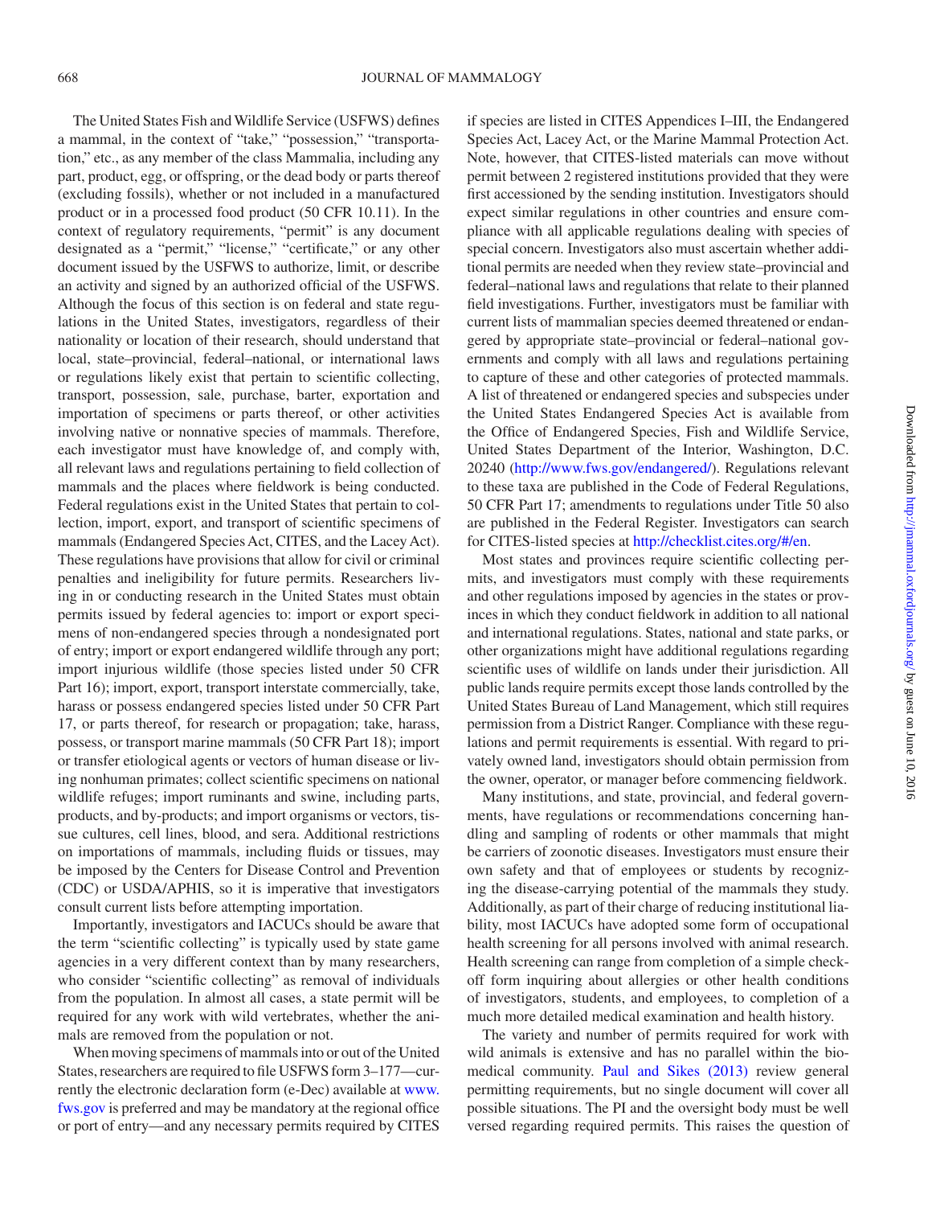The United States Fish and Wildlife Service (USFWS) defines a mammal, in the context of "take," "possession," "transportation," etc., as any member of the class Mammalia, including any part, product, egg, or offspring, or the dead body or parts thereof (excluding fossils), whether or not included in a manufactured product or in a processed food product (50 CFR 10.11). In the context of regulatory requirements, "permit" is any document designated as a "permit," "license," "certificate," or any other document issued by the USFWS to authorize, limit, or describe an activity and signed by an authorized official of the USFWS. Although the focus of this section is on federal and state regulations in the United States, investigators, regardless of their nationality or location of their research, should understand that local, state–provincial, federal–national, or international laws or regulations likely exist that pertain to scientific collecting, transport, possession, sale, purchase, barter, exportation and importation of specimens or parts thereof, or other activities involving native or nonnative species of mammals. Therefore, each investigator must have knowledge of, and comply with, all relevant laws and regulations pertaining to field collection of mammals and the places where fieldwork is being conducted. Federal regulations exist in the United States that pertain to collection, import, export, and transport of scientific specimens of mammals (Endangered Species Act, CITES, and the Lacey Act). These regulations have provisions that allow for civil or criminal penalties and ineligibility for future permits. Researchers living in or conducting research in the United States must obtain permits issued by federal agencies to: import or export specimens of non-endangered species through a nondesignated port of entry; import or export endangered wildlife through any port; import injurious wildlife (those species listed under 50 CFR Part 16); import, export, transport interstate commercially, take, harass or possess endangered species listed under 50 CFR Part 17, or parts thereof, for research or propagation; take, harass, possess, or transport marine mammals (50 CFR Part 18); import or transfer etiological agents or vectors of human disease or living nonhuman primates; collect scientific specimens on national wildlife refuges; import ruminants and swine, including parts, products, and by-products; and import organisms or vectors, tissue cultures, cell lines, blood, and sera. Additional restrictions on importations of mammals, including fluids or tissues, may be imposed by the Centers for Disease Control and Prevention (CDC) or USDA/APHIS, so it is imperative that investigators consult current lists before attempting importation.

Importantly, investigators and IACUCs should be aware that the term "scientific collecting" is typically used by state game agencies in a very different context than by many researchers, who consider "scientific collecting" as removal of individuals from the population. In almost all cases, a state permit will be required for any work with wild vertebrates, whether the animals are removed from the population or not.

When moving specimens of mammals into or out of the United States, researchers are required to file USFWS form 3–177—currently the electronic declaration form (e-Dec) available at www.fws.gov is preferred and may be mandatory at the regional office or port of entry—and any necessary permits required by CITES if species are listed in CITES Appendices I–III, the Endangered Species Act, Lacey Act, or the Marine Mammal Protection Act. Note, however, that CITES-listed materials can move without permit between 2 registered institutions provided that they were first accessioned by the sending institution. Investigators should expect similar regulations in other countries and ensure compliance with all applicable regulations dealing with species of special concern. Investigators also must ascertain whether additional permits are needed when they review state–provincial and federal–national laws and regulations that relate to their planned field investigations. Further, investigators must be familiar with current lists of mammalian species deemed threatened or endangered by appropriate state–provincial or federal–national governments and comply with all laws and regulations pertaining to capture of these and other categories of protected mammals. A list of threatened or endangered species and subspecies under the United States Endangered Species Act is available from the Office of Endangered Species, Fish and Wildlife Service, United States Department of the Interior, Washington, D.C. 20240 (http://www.fws.gov/endangered/). Regulations relevant to these taxa are published in the Code of Federal Regulations, 50 CFR Part 17; amendments to regulations under Title 50 also are published in the Federal Register. Investigators can search for CITES-listed species at http://checklist.cites.org/#/en.

Most states and provinces require scientific collecting permits, and investigators must comply with these requirements and other regulations imposed by agencies in the states or provinces in which they conduct fieldwork in addition to all national and international regulations. States, national and state parks, or other organizations might have additional regulations regarding scientific uses of wildlife on lands under their jurisdiction. All public lands require permits except those lands controlled by the United States Bureau of Land Management, which still requires permission from a District Ranger. Compliance with these regulations and permit requirements is essential. With regard to privately owned land, investigators should obtain permission from the owner, operator, or manager before commencing fieldwork.

Many institutions, and state, provincial, and federal governments, have regulations or recommendations concerning handling and sampling of rodents or other mammals that might be carriers of zoonotic diseases. Investigators must ensure their own safety and that of employees or students by recognizing the disease-carrying potential of the mammals they study. Additionally, as part of their charge of reducing institutional liability, most IACUCs have adopted some form of occupational health screening for all persons involved with animal research. Health screening can range from completion of a simple check-off form inquiring about allergies or other health conditions of investigators, students, and employees, to completion of a much more detailed medical examination and health history.

The variety and number of permits required for work with wild animals is extensive and has no parallel within the biomedical community. Paul and Sikes (2013) review general permitting requirements, but no single document will cover all possible situations. The PI and the oversight body must be well versed regarding required permits. This raises the question of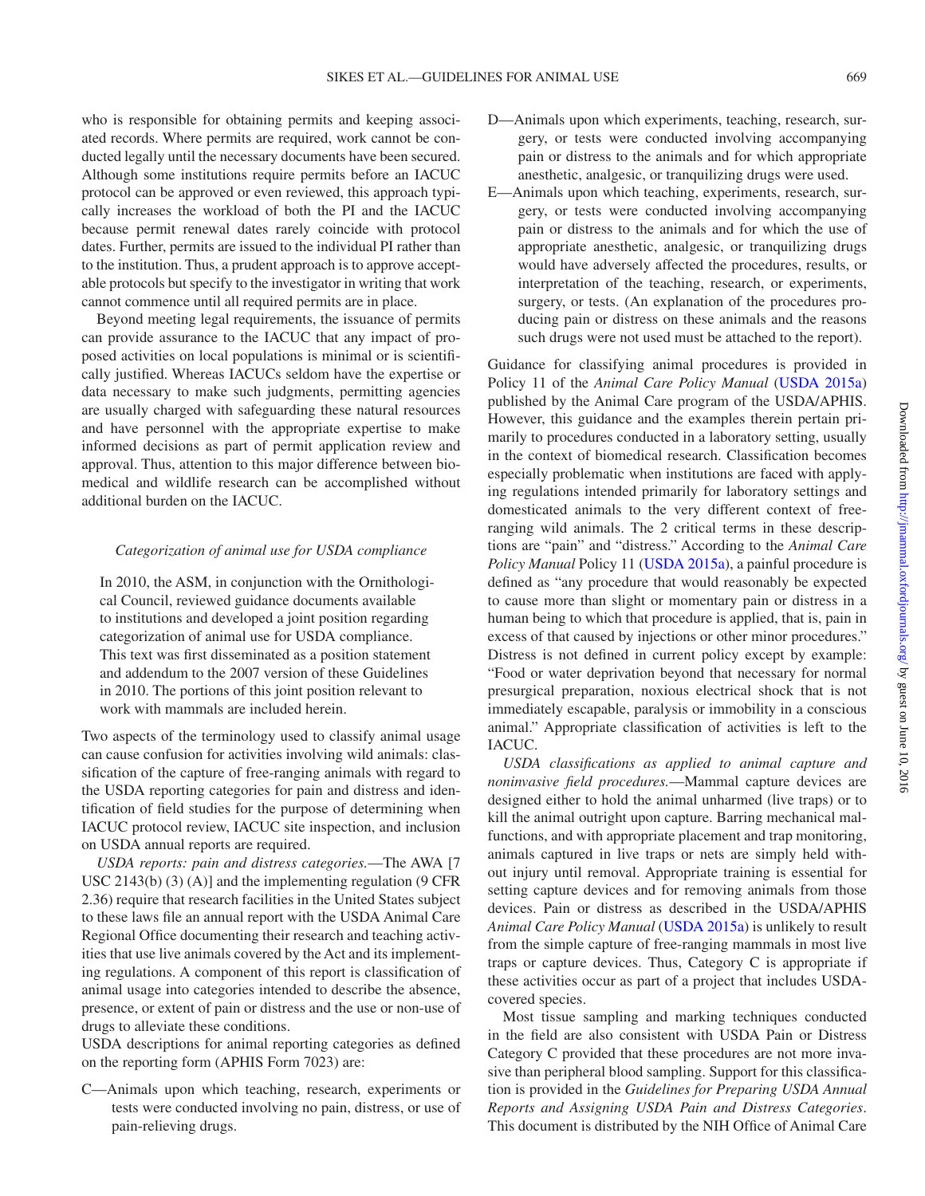who is responsible for obtaining permits and keeping associated records. Where permits are required, work cannot be conducted legally until the necessary documents have been secured. Although some institutions require permits before an IACUC protocol can be approved or even reviewed, this approach typically increases the workload of both the PI and the IACUC because permit renewal dates rarely coincide with protocol dates. Further, permits are issued to the individual PI rather than to the institution. Thus, a prudent approach is to approve acceptable protocols but specify to the investigator in writing that work cannot commence until all required permits are in place.

Beyond meeting legal requirements, the issuance of permits can provide assurance to the IACUC that any impact of proposed activities on local populations is minimal or is scientifically justified. Whereas IACUCs seldom have the expertise or data necessary to make such judgments, permitting agencies are usually charged with safeguarding these natural resources and have personnel with the appropriate expertise to make informed decisions as part of permit application review and approval. Thus, attention to this major difference between biomedical and wildlife research can be accomplished without additional burden on the IACUC.

### *Categorization of animal use for USDA compliance*

> In 2010, the ASM, in conjunction with the Ornithological Council, reviewed guidance documents available to institutions and developed a joint position regarding categorization of animal use for USDA compliance. This text was first disseminated as a position statement and addendum to the 2007 version of these Guidelines in 2010. The portions of this joint position relevant to work with mammals are included herein.

Two aspects of the terminology used to classify animal usage can cause confusion for activities involving wild animals: classification of the capture of free-ranging animals with regard to the USDA reporting categories for pain and distress and identification of field studies for the purpose of determining when IACUC protocol review, IACUC site inspection, and inclusion on USDA annual reports are required.

*USDA reports: pain and distress categories.*—The AWA [7 USC 2143(b) (3) (A)] and the implementing regulation (9 CFR 2.36) require that research facilities in the United States subject to these laws file an annual report with the USDA Animal Care Regional Office documenting their research and teaching activities that use live animals covered by the Act and its implementing regulations. A component of this report is classification of animal usage into categories intended to describe the absence, presence, or extent of pain or distress and the use or non-use of drugs to alleviate these conditions.

USDA descriptions for animal reporting categories as defined on the reporting form (APHIS Form 7023) are:

C—Animals upon which teaching, research, experiments or tests were conducted involving no pain, distress, or use of pain-relieving drugs.

D—Animals upon which experiments, teaching, research, surgery, or tests were conducted involving accompanying pain or distress to the animals and for which appropriate anesthetic, analgesic, or tranquilizing drugs were used.

E—Animals upon which teaching, experiments, research, surgery, or tests were conducted involving accompanying pain or distress to the animals and for which the use of appropriate anesthetic, analgesic, or tranquilizing drugs would have adversely affected the procedures, results, or interpretation of the teaching, research, or experiments, surgery, or tests. (An explanation of the procedures producing pain or distress on these animals and the reasons such drugs were not used must be attached to the report).

Guidance for classifying animal procedures is provided in Policy 11 of the *Animal Care Policy Manual* (USDA 2015a) published by the Animal Care program of the USDA/APHIS. However, this guidance and the examples therein pertain primarily to procedures conducted in a laboratory setting, usually in the context of biomedical research. Classification becomes especially problematic when institutions are faced with applying regulations intended primarily for laboratory settings and domesticated animals to the very different context of free-ranging wild animals. The 2 critical terms in these descriptions are "pain" and "distress." According to the *Animal Care Policy Manual* Policy 11 (USDA 2015a), a painful procedure is defined as "any procedure that would reasonably be expected to cause more than slight or momentary pain or distress in a human being to which that procedure is applied, that is, pain in excess of that caused by injections or other minor procedures." Distress is not defined in current policy except by example: "Food or water deprivation beyond that necessary for normal presurgical preparation, noxious electrical shock that is not immediately escapable, paralysis or immobility in a conscious animal." Appropriate classification of activities is left to the IACUC.

*USDA classifications as applied to animal capture and noninvasive field procedures.*—Mammal capture devices are designed either to hold the animal unharmed (live traps) or to kill the animal outright upon capture. Barring mechanical malfunctions, and with appropriate placement and trap monitoring, animals captured in live traps or nets are simply held without injury until removal. Appropriate training is essential for setting capture devices and for removing animals from those devices. Pain or distress as described in the USDA/APHIS *Animal Care Policy Manual* (USDA 2015a) is unlikely to result from the simple capture of free-ranging mammals in most live traps or capture devices. Thus, Category C is appropriate if these activities occur as part of a project that includes USDA-covered species.

Most tissue sampling and marking techniques conducted in the field are also consistent with USDA Pain or Distress Category C provided that these procedures are not more invasive than peripheral blood sampling. Support for this classification is provided in the *Guidelines for Preparing USDA Annual Reports and Assigning USDA Pain and Distress Categories*. This document is distributed by the NIH Office of Animal Care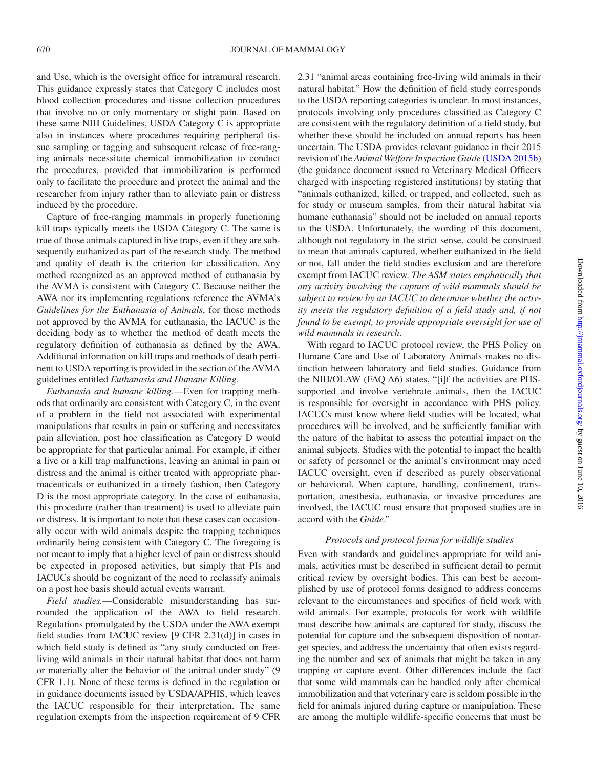and Use, which is the oversight office for intramural research. This guidance expressly states that Category C includes most blood collection procedures and tissue collection procedures that involve no or only momentary or slight pain. Based on these same NIH Guidelines, USDA Category C is appropriate also in instances where procedures requiring peripheral tissue sampling or tagging and subsequent release of free-ranging animals necessitate chemical immobilization to conduct the procedures, provided that immobilization is performed only to facilitate the procedure and protect the animal and the researcher from injury rather than to alleviate pain or distress induced by the procedure.

Capture of free-ranging mammals in properly functioning kill traps typically meets the USDA Category C. The same is true of those animals captured in live traps, even if they are subsequently euthanized as part of the research study. The method and quality of death is the criterion for classification. Any method recognized as an approved method of euthanasia by the AVMA is consistent with Category C. Because neither the AWA nor its implementing regulations reference the AVMA's *Guidelines for the Euthanasia of Animals*, for those methods not approved by the AVMA for euthanasia, the IACUC is the deciding body as to whether the method of death meets the regulatory definition of euthanasia as defined by the AWA. Additional information on kill traps and methods of death pertinent to USDA reporting is provided in the section of the AVMA guidelines entitled *Euthanasia and Humane Killing*.

*Euthanasia and humane killing.*—Even for trapping methods that ordinarily are consistent with Category C, in the event of a problem in the field not associated with experimental manipulations that results in pain or suffering and necessitates pain alleviation, post hoc classification as Category D would be appropriate for that particular animal. For example, if either a live or a kill trap malfunctions, leaving an animal in pain or distress and the animal is either treated with appropriate pharmaceuticals or euthanized in a timely fashion, then Category D is the most appropriate category. In the case of euthanasia, this procedure (rather than treatment) is used to alleviate pain or distress. It is important to note that these cases can occasionally occur with wild animals despite the trapping techniques ordinarily being consistent with Category C. The foregoing is not meant to imply that a higher level of pain or distress should be expected in proposed activities, but simply that PIs and IACUCs should be cognizant of the need to reclassify animals on a post hoc basis should actual events warrant.

*Field studies.*—Considerable misunderstanding has surrounded the application of the AWA to field research. Regulations promulgated by the USDA under the AWA exempt field studies from IACUC review [9 CFR 2.31(d)] in cases in which field study is defined as "any study conducted on free-living wild animals in their natural habitat that does not harm or materially alter the behavior of the animal under study" (9 CFR 1.1). None of these terms is defined in the regulation or in guidance documents issued by USDA/APHIS, which leaves the IACUC responsible for their interpretation. The same regulation exempts from the inspection requirement of 9 CFR 2.31 "animal areas containing free-living wild animals in their natural habitat." How the definition of field study corresponds to the USDA reporting categories is unclear. In most instances, protocols involving only procedures classified as Category C are consistent with the regulatory definition of a field study, but whether these should be included on annual reports has been uncertain. The USDA provides relevant guidance in their 2015 revision of the *Animal Welfare Inspection Guide* (USDA 2015b) (the guidance document issued to Veterinary Medical Officers charged with inspecting registered institutions) by stating that "animals euthanized, killed, or trapped, and collected, such as for study or museum samples, from their natural habitat via humane euthanasia" should not be included on annual reports to the USDA. Unfortunately, the wording of this document, although not regulatory in the strict sense, could be construed to mean that animals captured, whether euthanized in the field or not, fall under the field studies exclusion and are therefore exempt from IACUC review. *The ASM states emphatically that any activity involving the capture of wild mammals should be subject to review by an IACUC to determine whether the activity meets the regulatory definition of a field study and, if not found to be exempt, to provide appropriate oversight for use of wild mammals in research.*

With regard to IACUC protocol review, the PHS Policy on Humane Care and Use of Laboratory Animals makes no distinction between laboratory and field studies. Guidance from the NIH/OLAW (FAQ A6) states, "[i]f the activities are PHS-supported and involve vertebrate animals, then the IACUC is responsible for oversight in accordance with PHS policy. IACUCs must know where field studies will be located, what procedures will be involved, and be sufficiently familiar with the nature of the habitat to assess the potential impact on the animal subjects. Studies with the potential to impact the health or safety of personnel or the animal's environment may need IACUC oversight, even if described as purely observational or behavioral. When capture, handling, confinement, transportation, anesthesia, euthanasia, or invasive procedures are involved, the IACUC must ensure that proposed studies are in accord with the *Guide*."

### *Protocols and protocol forms for wildlife studies*

Even with standards and guidelines appropriate for wild animals, activities must be described in sufficient detail to permit critical review by oversight bodies. This can best be accomplished by use of protocol forms designed to address concerns relevant to the circumstances and specifics of field work with wild animals. For example, protocols for work with wildlife must describe how animals are captured for study, discuss the potential for capture and the subsequent disposition of nontarget species, and address the uncertainty that often exists regarding the number and sex of animals that might be taken in any trapping or capture event. Other differences include the fact that some wild mammals can be handled only after chemical immobilization and that veterinary care is seldom possible in the field for animals injured during capture or manipulation. These are among the multiple wildlife-specific concerns that must be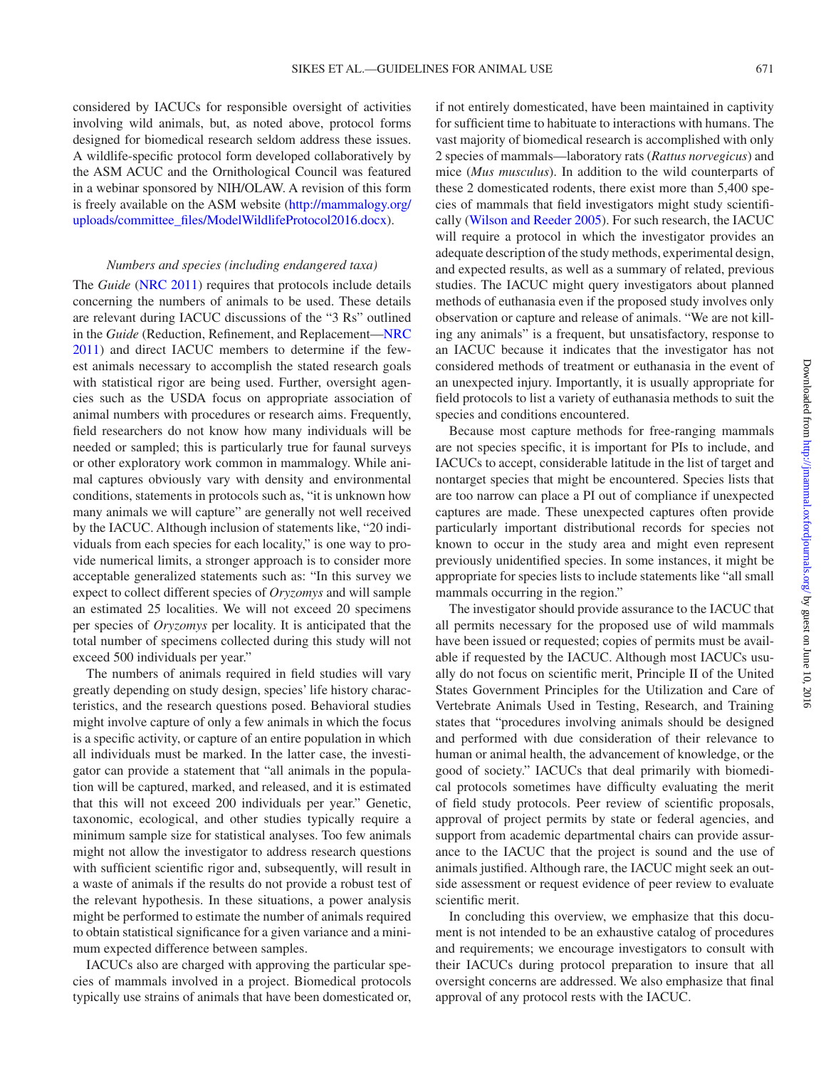considered by IACUCs for responsible oversight of activities involving wild animals, but, as noted above, protocol forms designed for biomedical research seldom address these issues. A wildlife-specific protocol form developed collaboratively by the ASM ACUC and the Ornithological Council was featured in a webinar sponsored by NIH/OLAW. A revision of this form is freely available on the ASM website (http://mammalogy.org/uploads/committee_files/ModelWildlifeProtocol2016.docx).

### *Numbers and species (including endangered taxa)*

The *Guide* (NRC 2011) requires that protocols include details concerning the numbers of animals to be used. These details are relevant during IACUC discussions of the "3 Rs" outlined in the *Guide* (Reduction, Refinement, and Replacement—NRC 2011) and direct IACUC members to determine if the fewest animals necessary to accomplish the stated research goals with statistical rigor are being used. Further, oversight agencies such as the USDA focus on appropriate association of animal numbers with procedures or research aims. Frequently, field researchers do not know how many individuals will be needed or sampled; this is particularly true for faunal surveys or other exploratory work common in mammalogy. While animal captures obviously vary with density and environmental conditions, statements in protocols such as, "it is unknown how many animals we will capture" are generally not well received by the IACUC. Although inclusion of statements like, "20 individuals from each species for each locality," is one way to provide numerical limits, a stronger approach is to consider more acceptable generalized statements such as: "In this survey we expect to collect different species of *Oryzomys* and will sample an estimated 25 localities. We will not exceed 20 specimens per species of *Oryzomys* per locality. It is anticipated that the total number of specimens collected during this study will not exceed 500 individuals per year."

The numbers of animals required in field studies will vary greatly depending on study design, species' life history characteristics, and the research questions posed. Behavioral studies might involve capture of only a few animals in which the focus is a specific activity, or capture of an entire population in which all individuals must be marked. In the latter case, the investigator can provide a statement that "all animals in the population will be captured, marked, and released, and it is estimated that this will not exceed 200 individuals per year." Genetic, taxonomic, ecological, and other studies typically require a minimum sample size for statistical analyses. Too few animals might not allow the investigator to address research questions with sufficient scientific rigor and, subsequently, will result in a waste of animals if the results do not provide a robust test of the relevant hypothesis. In these situations, a power analysis might be performed to estimate the number of animals required to obtain statistical significance for a given variance and a minimum expected difference between samples.

IACUCs also are charged with approving the particular species of mammals involved in a project. Biomedical protocols typically use strains of animals that have been domesticated or, if not entirely domesticated, have been maintained in captivity for sufficient time to habituate to interactions with humans. The vast majority of biomedical research is accomplished with only 2 species of mammals—laboratory rats (*Rattus norvegicus*) and mice (*Mus musculus*). In addition to the wild counterparts of these 2 domesticated rodents, there exist more than 5,400 species of mammals that field investigators might study scientifically (Wilson and Reeder 2005). For such research, the IACUC will require a protocol in which the investigator provides an adequate description of the study methods, experimental design, and expected results, as well as a summary of related, previous studies. The IACUC might query investigators about planned methods of euthanasia even if the proposed study involves only observation or capture and release of animals. "We are not killing any animals" is a frequent, but unsatisfactory, response to an IACUC because it indicates that the investigator has not considered methods of treatment or euthanasia in the event of an unexpected injury. Importantly, it is usually appropriate for field protocols to list a variety of euthanasia methods to suit the species and conditions encountered.

Because most capture methods for free-ranging mammals are not species specific, it is important for PIs to include, and IACUCs to accept, considerable latitude in the list of target and nontarget species that might be encountered. Species lists that are too narrow can place a PI out of compliance if unexpected captures are made. These unexpected captures often provide particularly important distributional records for species not known to occur in the study area and might even represent previously unidentified species. In some instances, it might be appropriate for species lists to include statements like "all small mammals occurring in the region."

The investigator should provide assurance to the IACUC that all permits necessary for the proposed use of wild mammals have been issued or requested; copies of permits must be available if requested by the IACUC. Although most IACUCs usually do not focus on scientific merit, Principle II of the United States Government Principles for the Utilization and Care of Vertebrate Animals Used in Testing, Research, and Training states that "procedures involving animals should be designed and performed with due consideration of their relevance to human or animal health, the advancement of knowledge, or the good of society." IACUCs that deal primarily with biomedical protocols sometimes have difficulty evaluating the merit of field study protocols. Peer review of scientific proposals, approval of project permits by state or federal agencies, and support from academic departmental chairs can provide assurance to the IACUC that the project is sound and the use of animals justified. Although rare, the IACUC might seek an outside assessment or request evidence of peer review to evaluate scientific merit.

In concluding this overview, we emphasize that this document is not intended to be an exhaustive catalog of procedures and requirements; we encourage investigators to consult with their IACUCs during protocol preparation to insure that all oversight concerns are addressed. We also emphasize that final approval of any protocol rests with the IACUC.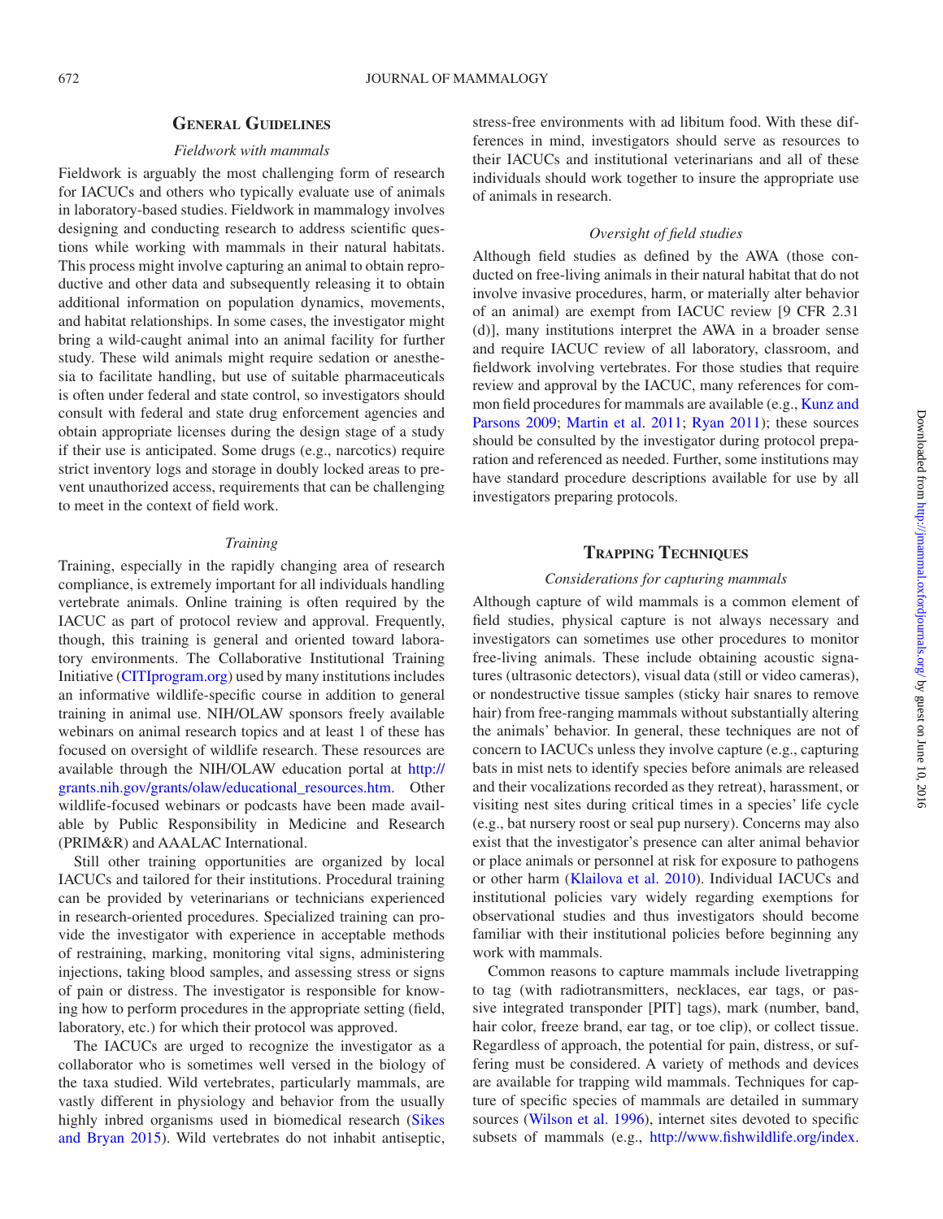## General Guidelines

### *Fieldwork with mammals*

Fieldwork is arguably the most challenging form of research for IACUCs and others who typically evaluate use of animals in laboratory-based studies. Fieldwork in mammalogy involves designing and conducting research to address scientific questions while working with mammals in their natural habitats. This process might involve capturing an animal to obtain reproductive and other data and subsequently releasing it to obtain additional information on population dynamics, movements, and habitat relationships. In some cases, the investigator might bring a wild-caught animal into an animal facility for further study. These wild animals might require sedation or anesthesia to facilitate handling, but use of suitable pharmaceuticals is often under federal and state control, so investigators should consult with federal and state drug enforcement agencies and obtain appropriate licenses during the design stage of a study if their use is anticipated. Some drugs (e.g., narcotics) require strict inventory logs and storage in doubly locked areas to prevent unauthorized access, requirements that can be challenging to meet in the context of field work.

### *Training*

Training, especially in the rapidly changing area of research compliance, is extremely important for all individuals handling vertebrate animals. Online training is often required by the IACUC as part of protocol review and approval. Frequently, though, this training is general and oriented toward laboratory environments. The Collaborative Institutional Training Initiative (CITIprogram.org) used by many institutions includes an informative wildlife-specific course in addition to general training in animal use. NIH/OLAW sponsors freely available webinars on animal research topics and at least 1 of these has focused on oversight of wildlife research. These resources are available through the NIH/OLAW education portal at http://grants.nih.gov/grants/olaw/educational_resources.htm. Other wildlife-focused webinars or podcasts have been made available by Public Responsibility in Medicine and Research (PRIM&R) and AAALAC International.

Still other training opportunities are organized by local IACUCs and tailored for their institutions. Procedural training can be provided by veterinarians or technicians experienced in research-oriented procedures. Specialized training can provide the investigator with experience in acceptable methods of restraining, marking, monitoring vital signs, administering injections, taking blood samples, and assessing stress or signs of pain or distress. The investigator is responsible for knowing how to perform procedures in the appropriate setting (field, laboratory, etc.) for which their protocol was approved.

The IACUCs are urged to recognize the investigator as a collaborator who is sometimes well versed in the biology of the taxa studied. Wild vertebrates, particularly mammals, are vastly different in physiology and behavior from the usually highly inbred organisms used in biomedical research (Sikes and Bryan 2015). Wild vertebrates do not inhabit antiseptic, stress-free environments with ad libitum food. With these differences in mind, investigators should serve as resources to their IACUCs and institutional veterinarians and all of these individuals should work together to insure the appropriate use of animals in research.

### *Oversight of field studies*

Although field studies as defined by the AWA (those conducted on free-living animals in their natural habitat that do not involve invasive procedures, harm, or materially alter behavior of an animal) are exempt from IACUC review [9 CFR 2.31 (d)], many institutions interpret the AWA in a broader sense and require IACUC review of all laboratory, classroom, and fieldwork involving vertebrates. For those studies that require review and approval by the IACUC, many references for common field procedures for mammals are available (e.g., Kunz and Parsons 2009; Martin et al. 2011; Ryan 2011); these sources should be consulted by the investigator during protocol preparation and referenced as needed. Further, some institutions may have standard procedure descriptions available for use by all investigators preparing protocols.

## Trapping Techniques

### *Considerations for capturing mammals*

Although capture of wild mammals is a common element of field studies, physical capture is not always necessary and investigators can sometimes use other procedures to monitor free-living animals. These include obtaining acoustic signatures (ultrasonic detectors), visual data (still or video cameras), or nondestructive tissue samples (sticky hair snares to remove hair) from free-ranging mammals without substantially altering the animals' behavior. In general, these techniques are not of concern to IACUCs unless they involve capture (e.g., capturing bats in mist nets to identify species before animals are released and their vocalizations recorded as they retreat), harassment, or visiting nest sites during critical times in a species' life cycle (e.g., bat nursery roost or seal pup nursery). Concerns may also exist that the investigator's presence can alter animal behavior or place animals or personnel at risk for exposure to pathogens or other harm (Klailova et al. 2010). Individual IACUCs and institutional policies vary widely regarding exemptions for observational studies and thus investigators should become familiar with their institutional policies before beginning any work with mammals.

Common reasons to capture mammals include livetrapping to tag (with radiotransmitters, necklaces, ear tags, or passive integrated transponder [PIT] tags), mark (number, band, hair color, freeze brand, ear tag, or toe clip), or collect tissue. Regardless of approach, the potential for pain, distress, or suffering must be considered. A variety of methods and devices are available for trapping wild mammals. Techniques for capture of specific species of mammals are detailed in summary sources (Wilson et al. 1996), internet sites devoted to specific subsets of mammals (e.g., http://www.fishwildlife.org/index.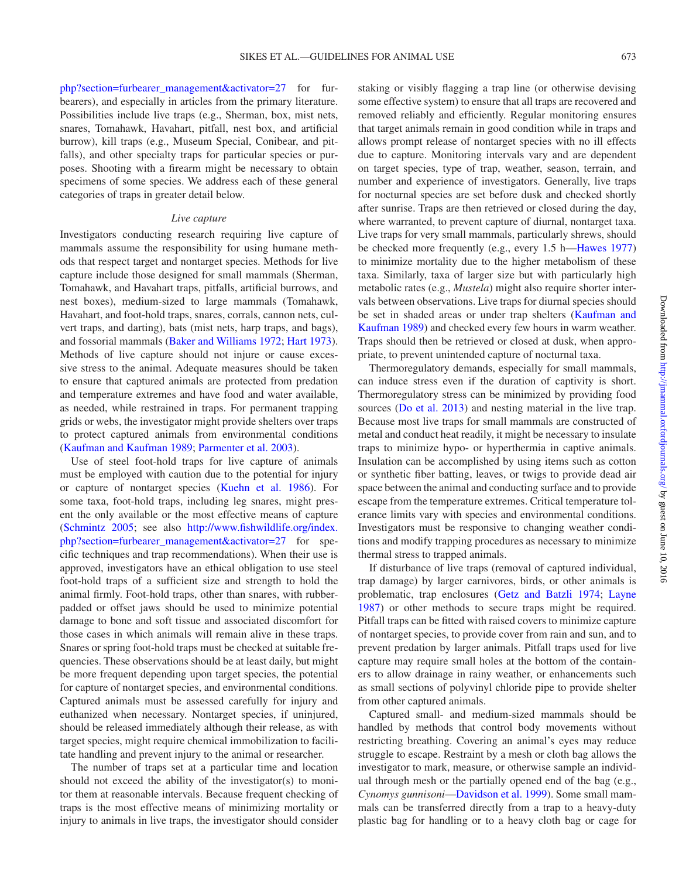php?section=furbearer_management&activator=27 for furbearers), and especially in articles from the primary literature. Possibilities include live traps (e.g., Sherman, box, mist nets, snares, Tomahawk, Havahart, pitfall, nest box, and artificial burrow), kill traps (e.g., Museum Special, Conibear, and pitfalls), and other specialty traps for particular species or purposes. Shooting with a firearm might be necessary to obtain specimens of some species. We address each of these general categories of traps in greater detail below.

### *Live capture*

Investigators conducting research requiring live capture of mammals assume the responsibility for using humane methods that respect target and nontarget species. Methods for live capture include those designed for small mammals (Sherman, Tomahawk, and Havahart traps, pitfalls, artificial burrows, and nest boxes), medium-sized to large mammals (Tomahawk, Havahart, and foot-hold traps, snares, corrals, cannon nets, culvert traps, and darting), bats (mist nets, harp traps, and bags), and fossorial mammals (Baker and Williams 1972; Hart 1973). Methods of live capture should not injure or cause excessive stress to the animal. Adequate measures should be taken to ensure that captured animals are protected from predation and temperature extremes and have food and water available, as needed, while restrained in traps. For permanent trapping grids or webs, the investigator might provide shelters over traps to protect captured animals from environmental conditions (Kaufman and Kaufman 1989; Parmenter et al. 2003).

Use of steel foot-hold traps for live capture of animals must be employed with caution due to the potential for injury or capture of nontarget species (Kuehn et al. 1986). For some taxa, foot-hold traps, including leg snares, might present the only available or the most effective means of capture (Schmintz 2005; see also http://www.fishwildlife.org/index.php?section=furbearer_management&activator=27 for specific techniques and trap recommendations). When their use is approved, investigators have an ethical obligation to use steel foot-hold traps of a sufficient size and strength to hold the animal firmly. Foot-hold traps, other than snares, with rubber-padded or offset jaws should be used to minimize potential damage to bone and soft tissue and associated discomfort for those cases in which animals will remain alive in these traps. Snares or spring foot-hold traps must be checked at suitable frequencies. These observations should be at least daily, but might be more frequent depending upon target species, the potential for capture of nontarget species, and environmental conditions. Captured animals must be assessed carefully for injury and euthanized when necessary. Nontarget species, if uninjured, should be released immediately although their release, as with target species, might require chemical immobilization to facilitate handling and prevent injury to the animal or researcher.

The number of traps set at a particular time and location should not exceed the ability of the investigator(s) to monitor them at reasonable intervals. Because frequent checking of traps is the most effective means of minimizing mortality or injury to animals in live traps, the investigator should consider staking or visibly flagging a trap line (or otherwise devising some effective system) to ensure that all traps are recovered and removed reliably and efficiently. Regular monitoring ensures that target animals remain in good condition while in traps and allows prompt release of nontarget species with no ill effects due to capture. Monitoring intervals vary and are dependent on target species, type of trap, weather, season, terrain, and number and experience of investigators. Generally, live traps for nocturnal species are set before dusk and checked shortly after sunrise. Traps are then retrieved or closed during the day, where warranted, to prevent capture of diurnal, nontarget taxa. Live traps for very small mammals, particularly shrews, should be checked more frequently (e.g., every 1.5 h—Hawes 1977) to minimize mortality due to the higher metabolism of these taxa. Similarly, taxa of larger size but with particularly high metabolic rates (e.g., *Mustela*) might also require shorter intervals between observations. Live traps for diurnal species should be set in shaded areas or under trap shelters (Kaufman and Kaufman 1989) and checked every few hours in warm weather. Traps should then be retrieved or closed at dusk, when appropriate, to prevent unintended capture of nocturnal taxa.

Thermoregulatory demands, especially for small mammals, can induce stress even if the duration of captivity is short. Thermoregulatory stress can be minimized by providing food sources (Do et al. 2013) and nesting material in the live trap. Because most live traps for small mammals are constructed of metal and conduct heat readily, it might be necessary to insulate traps to minimize hypo- or hyperthermia in captive animals. Insulation can be accomplished by using items such as cotton or synthetic fiber batting, leaves, or twigs to provide dead air space between the animal and conducting surface and to provide escape from the temperature extremes. Critical temperature tolerance limits vary with species and environmental conditions. Investigators must be responsive to changing weather conditions and modify trapping procedures as necessary to minimize thermal stress to trapped animals.

If disturbance of live traps (removal of captured individual, trap damage) by larger carnivores, birds, or other animals is problematic, trap enclosures (Getz and Batzli 1974; Layne 1987) or other methods to secure traps might be required. Pitfall traps can be fitted with raised covers to minimize capture of nontarget species, to provide cover from rain and sun, and to prevent predation by larger animals. Pitfall traps used for live capture may require small holes at the bottom of the containers to allow drainage in rainy weather, or enhancements such as small sections of polyvinyl chloride pipe to provide shelter from other captured animals.

Captured small- and medium-sized mammals should be handled by methods that control body movements without restricting breathing. Covering an animal's eyes may reduce struggle to escape. Restraint by a mesh or cloth bag allows the investigator to mark, measure, or otherwise sample an individual through mesh or the partially opened end of the bag (e.g., *Cynomys gunnisoni*—Davidson et al. 1999). Some small mammals can be transferred directly from a trap to a heavy-duty plastic bag for handling or to a heavy cloth bag or cage for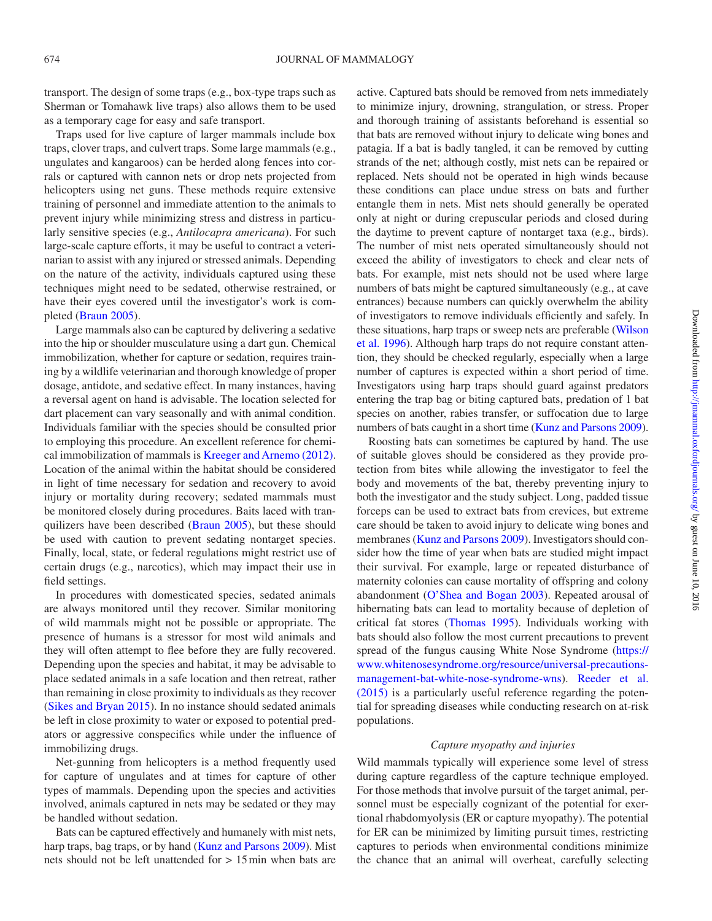transport. The design of some traps (e.g., box-type traps such as Sherman or Tomahawk live traps) also allows them to be used as a temporary cage for easy and safe transport.

Traps used for live capture of larger mammals include box traps, clover traps, and culvert traps. Some large mammals (e.g., ungulates and kangaroos) can be herded along fences into corrals or captured with cannon nets or drop nets projected from helicopters using net guns. These methods require extensive training of personnel and immediate attention to the animals to prevent injury while minimizing stress and distress in particularly sensitive species (e.g., *Antilocapra americana*). For such large-scale capture efforts, it may be useful to contract a veterinarian to assist with any injured or stressed animals. Depending on the nature of the activity, individuals captured using these techniques might need to be sedated, otherwise restrained, or have their eyes covered until the investigator's work is completed (Braun 2005).

Large mammals also can be captured by delivering a sedative into the hip or shoulder musculature using a dart gun. Chemical immobilization, whether for capture or sedation, requires training by a wildlife veterinarian and thorough knowledge of proper dosage, antidote, and sedative effect. In many instances, having a reversal agent on hand is advisable. The location selected for dart placement can vary seasonally and with animal condition. Individuals familiar with the species should be consulted prior to employing this procedure. An excellent reference for chemical immobilization of mammals is Kreeger and Arnemo (2012). Location of the animal within the habitat should be considered in light of time necessary for sedation and recovery to avoid injury or mortality during recovery; sedated mammals must be monitored closely during procedures. Baits laced with tranquilizers have been described (Braun 2005), but these should be used with caution to prevent sedating nontarget species. Finally, local, state, or federal regulations might restrict use of certain drugs (e.g., narcotics), which may impact their use in field settings.

In procedures with domesticated species, sedated animals are always monitored until they recover. Similar monitoring of wild mammals might not be possible or appropriate. The presence of humans is a stressor for most wild animals and they will often attempt to flee before they are fully recovered. Depending upon the species and habitat, it may be advisable to place sedated animals in a safe location and then retreat, rather than remaining in close proximity to individuals as they recover (Sikes and Bryan 2015). In no instance should sedated animals be left in close proximity to water or exposed to potential predators or aggressive conspecifics while under the influence of immobilizing drugs.

Net-gunning from helicopters is a method frequently used for capture of ungulates and at times for capture of other types of mammals. Depending upon the species and activities involved, animals captured in nets may be sedated or they may be handled without sedation.

Bats can be captured effectively and humanely with mist nets, harp traps, bag traps, or by hand (Kunz and Parsons 2009). Mist nets should not be left unattended for > 15 min when bats are active. Captured bats should be removed from nets immediately to minimize injury, drowning, strangulation, or stress. Proper and thorough training of assistants beforehand is essential so that bats are removed without injury to delicate wing bones and patagia. If a bat is badly tangled, it can be removed by cutting strands of the net; although costly, mist nets can be repaired or replaced. Nets should not be operated in high winds because these conditions can place undue stress on bats and further entangle them in nets. Mist nets should generally be operated only at night or during crepuscular periods and closed during the daytime to prevent capture of nontarget taxa (e.g., birds). The number of mist nets operated simultaneously should not exceed the ability of investigators to check and clear nets of bats. For example, mist nets should not be used where large numbers of bats might be captured simultaneously (e.g., at cave entrances) because numbers can quickly overwhelm the ability of investigators to remove individuals efficiently and safely. In these situations, harp traps or sweep nets are preferable (Wilson et al. 1996). Although harp traps do not require constant attention, they should be checked regularly, especially when a large number of captures is expected within a short period of time. Investigators using harp traps should guard against predators entering the trap bag or biting captured bats, predation of 1 bat species on another, rabies transfer, or suffocation due to large numbers of bats caught in a short time (Kunz and Parsons 2009).

Roosting bats can sometimes be captured by hand. The use of suitable gloves should be considered as they provide protection from bites while allowing the investigator to feel the body and movements of the bat, thereby preventing injury to both the investigator and the study subject. Long, padded tissue forceps can be used to extract bats from crevices, but extreme care should be taken to avoid injury to delicate wing bones and membranes (Kunz and Parsons 2009). Investigators should consider how the time of year when bats are studied might impact their survival. For example, large or repeated disturbance of maternity colonies can cause mortality of offspring and colony abandonment (O'Shea and Bogan 2003). Repeated arousal of hibernating bats can lead to mortality because of depletion of critical fat stores (Thomas 1995). Individuals working with bats should also follow the most current precautions to prevent spread of the fungus causing White Nose Syndrome (https://www.whitenosesyndrome.org/resource/universal-precautions-management-bat-white-nose-syndrome-wns). Reeder et al. (2015) is a particularly useful reference regarding the potential for spreading diseases while conducting research on at-risk populations.

### *Capture myopathy and injuries*

Wild mammals typically will experience some level of stress during capture regardless of the capture technique employed. For those methods that involve pursuit of the target animal, personnel must be especially cognizant of the potential for exertional rhabdomyolysis (ER or capture myopathy). The potential for ER can be minimized by limiting pursuit times, restricting captures to periods when environmental conditions minimize the chance that an animal will overheat, carefully selecting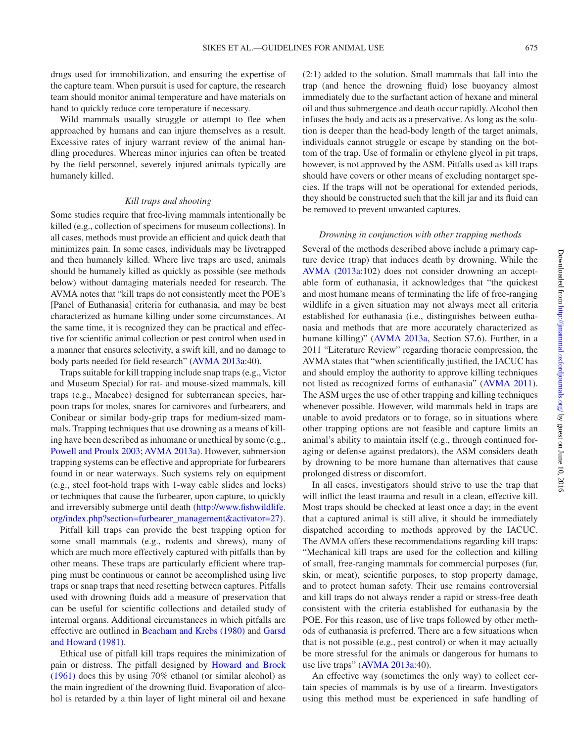drugs used for immobilization, and ensuring the expertise of the capture team. When pursuit is used for capture, the research team should monitor animal temperature and have materials on hand to quickly reduce core temperature if necessary.

Wild mammals usually struggle or attempt to flee when approached by humans and can injure themselves as a result. Excessive rates of injury warrant review of the animal handling procedures. Whereas minor injuries can often be treated by the field personnel, severely injured animals typically are humanely killed.

### *Kill traps and shooting*

Some studies require that free-living mammals intentionally be killed (e.g., collection of specimens for museum collections). In all cases, methods must provide an efficient and quick death that minimizes pain. In some cases, individuals may be livetrapped and then humanely killed. Where live traps are used, animals should be humanely killed as quickly as possible (see methods below) without damaging materials needed for research. The AVMA notes that "kill traps do not consistently meet the POE's [Panel of Euthanasia] criteria for euthanasia, and may be best characterized as humane killing under some circumstances. At the same time, it is recognized they can be practical and effective for scientific animal collection or pest control when used in a manner that ensures selectivity, a swift kill, and no damage to body parts needed for field research" (AVMA 2013a:40).

Traps suitable for kill trapping include snap traps (e.g., Victor and Museum Special) for rat- and mouse-sized mammals, kill traps (e.g., Macabee) designed for subterranean species, harpoon traps for moles, snares for carnivores and furbearers, and Conibear or similar body-grip traps for medium-sized mammals. Trapping techniques that use drowning as a means of killing have been described as inhumane or unethical by some (e.g., Powell and Proulx 2003; AVMA 2013a). However, submersion trapping systems can be effective and appropriate for furbearers found in or near waterways. Such systems rely on equipment (e.g., steel foot-hold traps with 1-way cable slides and locks) or techniques that cause the furbearer, upon capture, to quickly and irreversibly submerge until death (http://www.fishwildlife.org/index.php?section=furbearer_management&activator=27).

Pitfall kill traps can provide the best trapping option for some small mammals (e.g., rodents and shrews), many of which are much more effectively captured with pitfalls than by other means. These traps are particularly efficient where trapping must be continuous or cannot be accomplished using live traps or snap traps that need resetting between captures. Pitfalls used with drowning fluids add a measure of preservation that can be useful for scientific collections and detailed study of internal organs. Additional circumstances in which pitfalls are effective are outlined in Beacham and Krebs (1980) and Garsd and Howard (1981).

Ethical use of pitfall kill traps requires the minimization of pain or distress. The pitfall designed by Howard and Brock (1961) does this by using 70% ethanol (or similar alcohol) as the main ingredient of the drowning fluid. Evaporation of alcohol is retarded by a thin layer of light mineral oil and hexane (2:1) added to the solution. Small mammals that fall into the trap (and hence the drowning fluid) lose buoyancy almost immediately due to the surfactant action of hexane and mineral oil and thus submergence and death occur rapidly. Alcohol then infuses the body and acts as a preservative. As long as the solution is deeper than the head-body length of the target animals, individuals cannot struggle or escape by standing on the bottom of the trap. Use of formalin or ethylene glycol in pit traps, however, is not approved by the ASM. Pitfalls used as kill traps should have covers or other means of excluding nontarget species. If the traps will not be operational for extended periods, they should be constructed such that the kill jar and its fluid can be removed to prevent unwanted captures.

### *Drowning in conjunction with other trapping methods*

Several of the methods described above include a primary capture device (trap) that induces death by drowning. While the AVMA (2013a:102) does not consider drowning an acceptable form of euthanasia, it acknowledges that "the quickest and most humane means of terminating the life of free-ranging wildlife in a given situation may not always meet all criteria established for euthanasia (i.e., distinguishes between euthanasia and methods that are more accurately characterized as humane killing)" (AVMA 2013a, Section S7.6). Further, in a 2011 "Literature Review" regarding thoracic compression, the AVMA states that "when scientifically justified, the IACUC has and should employ the authority to approve killing techniques not listed as recognized forms of euthanasia" (AVMA 2011). The ASM urges the use of other trapping and killing techniques whenever possible. However, wild mammals held in traps are unable to avoid predators or to forage, so in situations where other trapping options are not feasible and capture limits an animal's ability to maintain itself (e.g., through continued foraging or defense against predators), the ASM considers death by drowning to be more humane than alternatives that cause prolonged distress or discomfort.

In all cases, investigators should strive to use the trap that will inflict the least trauma and result in a clean, effective kill. Most traps should be checked at least once a day; in the event that a captured animal is still alive, it should be immediately dispatched according to methods approved by the IACUC. The AVMA offers these recommendations regarding kill traps: "Mechanical kill traps are used for the collection and killing of small, free-ranging mammals for commercial purposes (fur, skin, or meat), scientific purposes, to stop property damage, and to protect human safety. Their use remains controversial and kill traps do not always render a rapid or stress-free death consistent with the criteria established for euthanasia by the POE. For this reason, use of live traps followed by other methods of euthanasia is preferred. There are a few situations when that is not possible (e.g., pest control) or when it may actually be more stressful for the animals or dangerous for humans to use live traps" (AVMA 2013a:40).

An effective way (sometimes the only way) to collect certain species of mammals is by use of a firearm. Investigators using this method must be experienced in safe handling of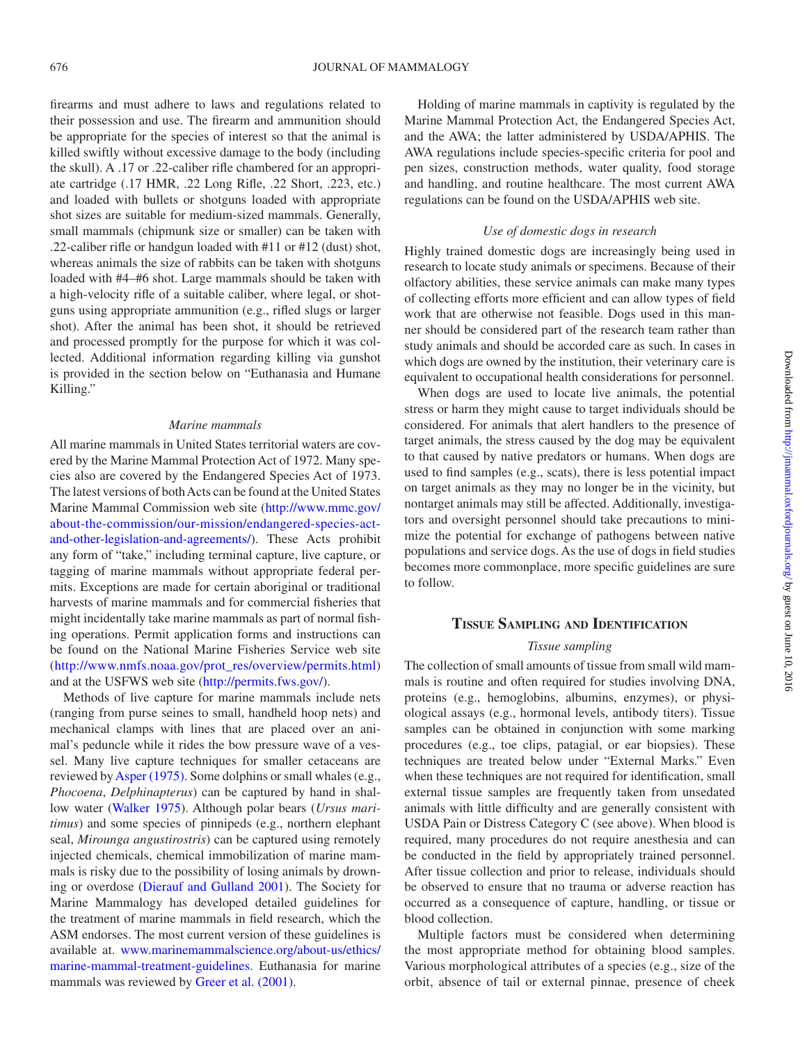firearms and must adhere to laws and regulations related to their possession and use. The firearm and ammunition should be appropriate for the species of interest so that the animal is killed swiftly without excessive damage to the body (including the skull). A .17 or .22-caliber rifle chambered for an appropriate cartridge (.17 HMR, .22 Long Rifle, .22 Short, .223, etc.) and loaded with bullets or shotguns loaded with appropriate shot sizes are suitable for medium-sized mammals. Generally, small mammals (chipmunk size or smaller) can be taken with .22-caliber rifle or handgun loaded with #11 or #12 (dust) shot, whereas animals the size of rabbits can be taken with shotguns loaded with #4–#6 shot. Large mammals should be taken with a high-velocity rifle of a suitable caliber, where legal, or shotguns using appropriate ammunition (e.g., rifled slugs or larger shot). After the animal has been shot, it should be retrieved and processed promptly for the purpose for which it was collected. Additional information regarding killing via gunshot is provided in the section below on "Euthanasia and Humane Killing."

### *Marine mammals*

All marine mammals in United States territorial waters are covered by the Marine Mammal Protection Act of 1972. Many species also are covered by the Endangered Species Act of 1973. The latest versions of both Acts can be found at the United States Marine Mammal Commission web site (http://www.mmc.gov/about-the-commission/our-mission/endangered-species-act-and-other-legislation-and-agreements/). These Acts prohibit any form of "take," including terminal capture, live capture, or tagging of marine mammals without appropriate federal permits. Exceptions are made for certain aboriginal or traditional harvests of marine mammals and for commercial fisheries that might incidentally take marine mammals as part of normal fishing operations. Permit application forms and instructions can be found on the National Marine Fisheries Service web site (http://www.nmfs.noaa.gov/prot_res/overview/permits.html) and at the USFWS web site (http://permits.fws.gov/).

Methods of live capture for marine mammals include nets (ranging from purse seines to small, handheld hoop nets) and mechanical clamps with lines that are placed over an animal's peduncle while it rides the bow pressure wave of a vessel. Many live capture techniques for smaller cetaceans are reviewed by Asper (1975). Some dolphins or small whales (e.g., *Phocoena*, *Delphinapterus*) can be captured by hand in shallow water (Walker 1975). Although polar bears (*Ursus maritimus*) and some species of pinnipeds (e.g., northern elephant seal, *Mirounga angustirostris*) can be captured using remotely injected chemicals, chemical immobilization of marine mammals is risky due to the possibility of losing animals by drowning or overdose (Dierauf and Gulland 2001). The Society for Marine Mammalogy has developed detailed guidelines for the treatment of marine mammals in field research, which the ASM endorses. The most current version of these guidelines is available at. www.marinemammalscience.org/about-us/ethics/marine-mammal-treatment-guidelines. Euthanasia for marine mammals was reviewed by Greer et al. (2001).

Holding of marine mammals in captivity is regulated by the Marine Mammal Protection Act, the Endangered Species Act, and the AWA; the latter administered by USDA/APHIS. The AWA regulations include species-specific criteria for pool and pen sizes, construction methods, water quality, food storage and handling, and routine healthcare. The most current AWA regulations can be found on the USDA/APHIS web site.

### *Use of domestic dogs in research*

Highly trained domestic dogs are increasingly being used in research to locate study animals or specimens. Because of their olfactory abilities, these service animals can make many types of collecting efforts more efficient and can allow types of field work that are otherwise not feasible. Dogs used in this manner should be considered part of the research team rather than study animals and should be accorded care as such. In cases in which dogs are owned by the institution, their veterinary care is equivalent to occupational health considerations for personnel.

When dogs are used to locate live animals, the potential stress or harm they might cause to target individuals should be considered. For animals that alert handlers to the presence of target animals, the stress caused by the dog may be equivalent to that caused by native predators or humans. When dogs are used to find samples (e.g., scats), there is less potential impact on target animals as they may no longer be in the vicinity, but nontarget animals may still be affected. Additionally, investigators and oversight personnel should take precautions to minimize the potential for exchange of pathogens between native populations and service dogs. As the use of dogs in field studies becomes more commonplace, more specific guidelines are sure to follow.

## Tissue Sampling and Identification

### *Tissue sampling*

The collection of small amounts of tissue from small wild mammals is routine and often required for studies involving DNA, proteins (e.g., hemoglobins, albumins, enzymes), or physiological assays (e.g., hormonal levels, antibody titers). Tissue samples can be obtained in conjunction with some marking procedures (e.g., toe clips, patagial, or ear biopsies). These techniques are treated below under "External Marks." Even when these techniques are not required for identification, small external tissue samples are frequently taken from unsedated animals with little difficulty and are generally consistent with USDA Pain or Distress Category C (see above). When blood is required, many procedures do not require anesthesia and can be conducted in the field by appropriately trained personnel. After tissue collection and prior to release, individuals should be observed to ensure that no trauma or adverse reaction has occurred as a consequence of capture, handling, or tissue or blood collection.

Multiple factors must be considered when determining the most appropriate method for obtaining blood samples. Various morphological attributes of a species (e.g., size of the orbit, absence of tail or external pinnae, presence of cheek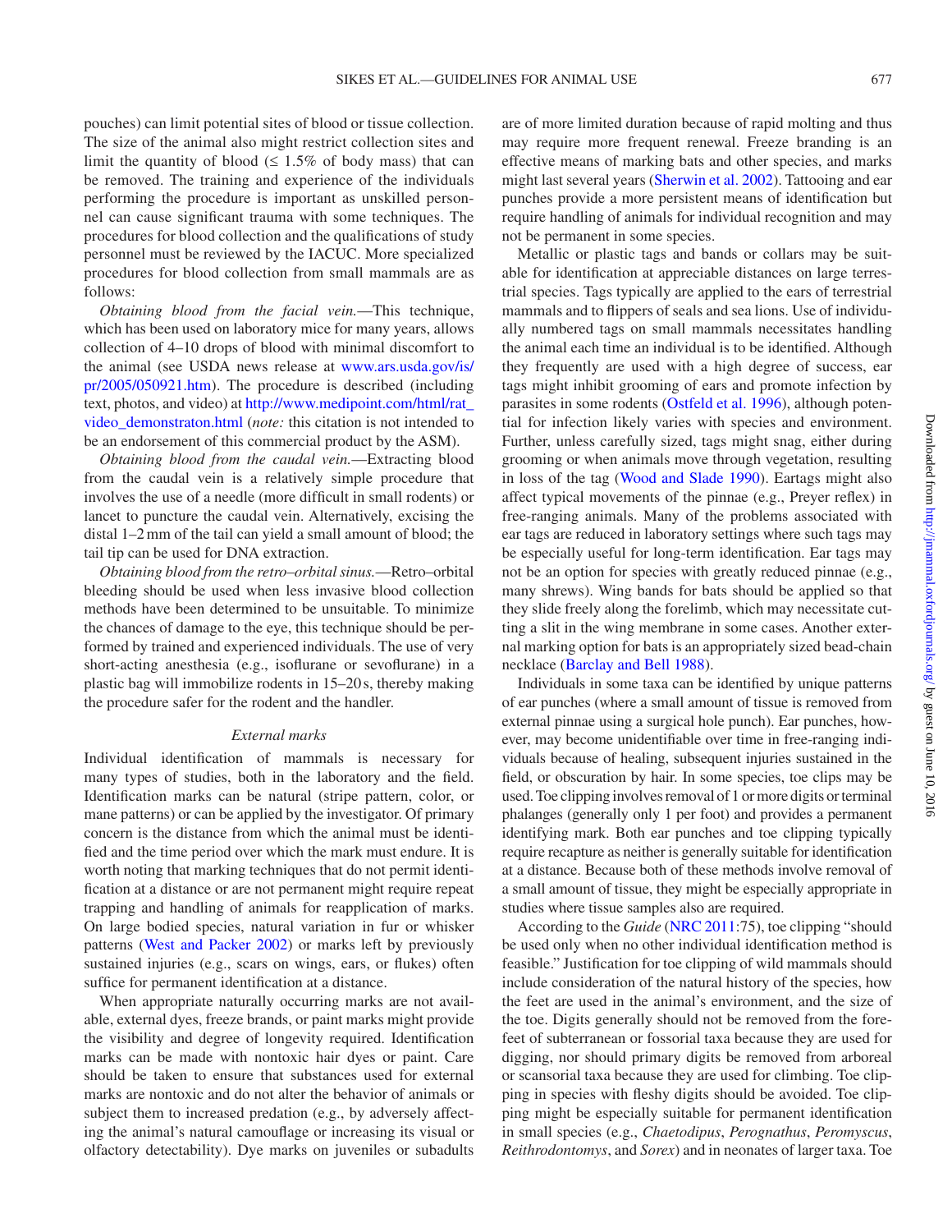pouches) can limit potential sites of blood or tissue collection. The size of the animal also might restrict collection sites and limit the quantity of blood (≤ 1.5% of body mass) that can be removed. The training and experience of the individuals performing the procedure is important as unskilled personnel can cause significant trauma with some techniques. The procedures for blood collection and the qualifications of study personnel must be reviewed by the IACUC. More specialized procedures for blood collection from small mammals are as follows:

*Obtaining blood from the facial vein.*—This technique, which has been used on laboratory mice for many years, allows collection of 4–10 drops of blood with minimal discomfort to the animal (see USDA news release at www.ars.usda.gov/is/pr/2005/050921.htm). The procedure is described (including text, photos, and video) at http://www.medipoint.com/html/rat_video_demonstraton.html (*note:* this citation is not intended to be an endorsement of this commercial product by the ASM).

*Obtaining blood from the caudal vein.*—Extracting blood from the caudal vein is a relatively simple procedure that involves the use of a needle (more difficult in small rodents) or lancet to puncture the caudal vein. Alternatively, excising the distal 1–2 mm of the tail can yield a small amount of blood; the tail tip can be used for DNA extraction.

*Obtaining blood from the retro–orbital sinus.*—Retro–orbital bleeding should be used when less invasive blood collection methods have been determined to be unsuitable. To minimize the chances of damage to the eye, this technique should be performed by trained and experienced individuals. The use of very short-acting anesthesia (e.g., isoflurane or sevoflurane) in a plastic bag will immobilize rodents in 15–20 s, thereby making the procedure safer for the rodent and the handler.

### *External marks*

Individual identification of mammals is necessary for many types of studies, both in the laboratory and the field. Identification marks can be natural (stripe pattern, color, or mane patterns) or can be applied by the investigator. Of primary concern is the distance from which the animal must be identified and the time period over which the mark must endure. It is worth noting that marking techniques that do not permit identification at a distance or are not permanent might require repeat trapping and handling of animals for reapplication of marks. On large bodied species, natural variation in fur or whisker patterns (West and Packer 2002) or marks left by previously sustained injuries (e.g., scars on wings, ears, or flukes) often suffice for permanent identification at a distance.

When appropriate naturally occurring marks are not available, external dyes, freeze brands, or paint marks might provide the visibility and degree of longevity required. Identification marks can be made with nontoxic hair dyes or paint. Care should be taken to ensure that substances used for external marks are nontoxic and do not alter the behavior of animals or subject them to increased predation (e.g., by adversely affecting the animal's natural camouflage or increasing its visual or olfactory detectability). Dye marks on juveniles or subadults are of more limited duration because of rapid molting and thus may require more frequent renewal. Freeze branding is an effective means of marking bats and other species, and marks might last several years (Sherwin et al. 2002). Tattooing and ear punches provide a more persistent means of identification but require handling of animals for individual recognition and may not be permanent in some species.

Metallic or plastic tags and bands or collars may be suitable for identification at appreciable distances on large terrestrial species. Tags typically are applied to the ears of terrestrial mammals and to flippers of seals and sea lions. Use of individually numbered tags on small mammals necessitates handling the animal each time an individual is to be identified. Although they frequently are used with a high degree of success, ear tags might inhibit grooming of ears and promote infection by parasites in some rodents (Ostfeld et al. 1996), although potential for infection likely varies with species and environment. Further, unless carefully sized, tags might snag, either during grooming or when animals move through vegetation, resulting in loss of the tag (Wood and Slade 1990). Eartags might also affect typical movements of the pinnae (e.g., Preyer reflex) in free-ranging animals. Many of the problems associated with ear tags are reduced in laboratory settings where such tags may be especially useful for long-term identification. Ear tags may not be an option for species with greatly reduced pinnae (e.g., many shrews). Wing bands for bats should be applied so that they slide freely along the forelimb, which may necessitate cutting a slit in the wing membrane in some cases. Another external marking option for bats is an appropriately sized bead-chain necklace (Barclay and Bell 1988).

Individuals in some taxa can be identified by unique patterns of ear punches (where a small amount of tissue is removed from external pinnae using a surgical hole punch). Ear punches, however, may become unidentifiable over time in free-ranging individuals because of healing, subsequent injuries sustained in the field, or obscuration by hair. In some species, toe clips may be used. Toe clipping involves removal of 1 or more digits or terminal phalanges (generally only 1 per foot) and provides a permanent identifying mark. Both ear punches and toe clipping typically require recapture as neither is generally suitable for identification at a distance. Because both of these methods involve removal of a small amount of tissue, they might be especially appropriate in studies where tissue samples also are required.

According to the *Guide* (NRC 2011:75), toe clipping "should be used only when no other individual identification method is feasible." Justification for toe clipping of wild mammals should include consideration of the natural history of the species, how the feet are used in the animal's environment, and the size of the toe. Digits generally should not be removed from the forefeet of subterranean or fossorial taxa because they are used for digging, nor should primary digits be removed from arboreal or scansorial taxa because they are used for climbing. Toe clipping in species with fleshy digits should be avoided. Toe clipping might be especially suitable for permanent identification in small species (e.g., *Chaetodipus*, *Perognathus*, *Peromyscus*, *Reithrodontomys*, and *Sorex*) and in neonates of larger taxa. Toe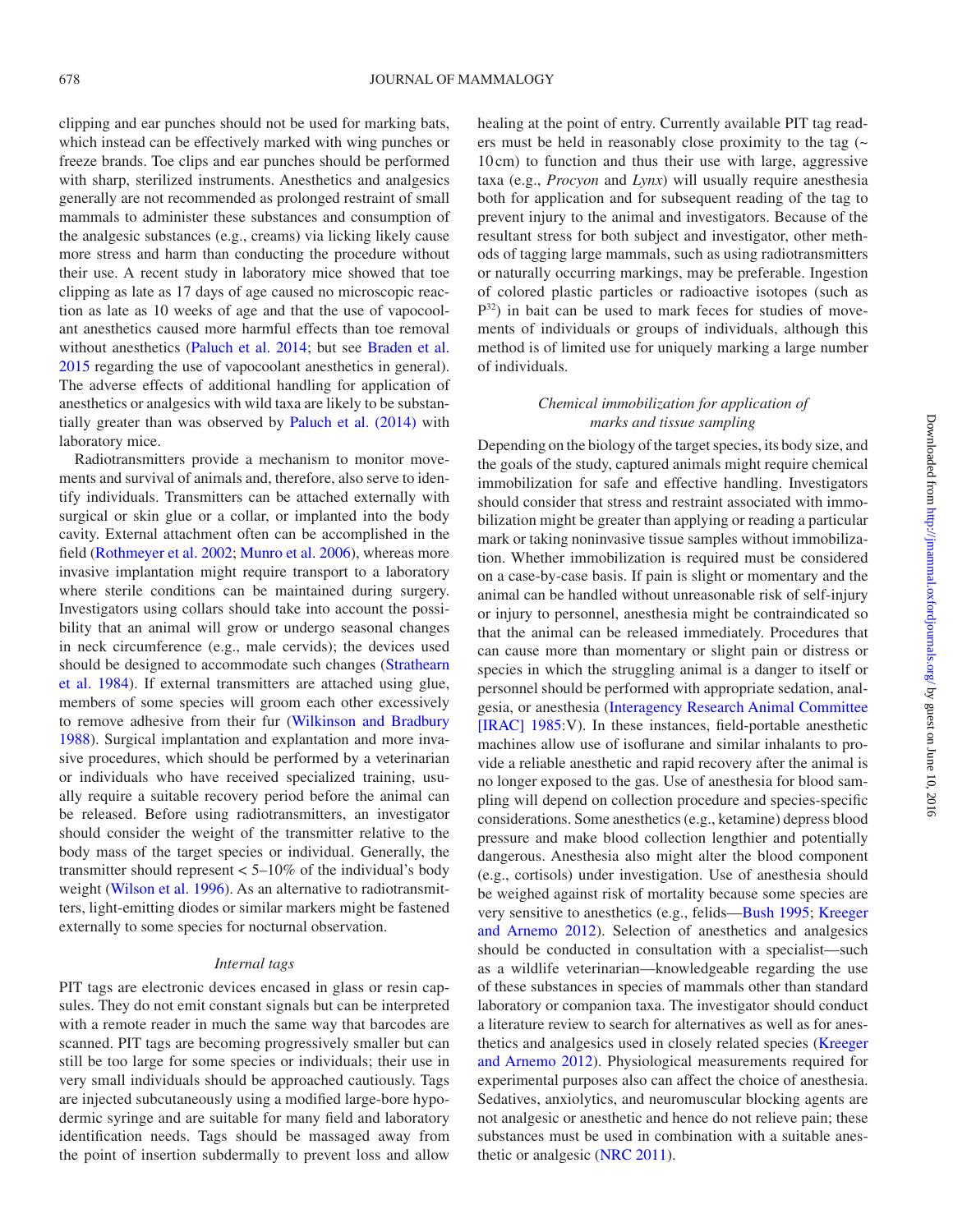clipping and ear punches should not be used for marking bats, which instead can be effectively marked with wing punches or freeze brands. Toe clips and ear punches should be performed with sharp, sterilized instruments. Anesthetics and analgesics generally are not recommended as prolonged restraint of small mammals to administer these substances and consumption of the analgesic substances (e.g., creams) via licking likely cause more stress and harm than conducting the procedure without their use. A recent study in laboratory mice showed that toe clipping as late as 17 days of age caused no microscopic reaction as late as 10 weeks of age and that the use of vapocoolant anesthetics caused more harmful effects than toe removal without anesthetics (Paluch et al. 2014; but see Braden et al. 2015 regarding the use of vapocoolant anesthetics in general). The adverse effects of additional handling for application of anesthetics or analgesics with wild taxa are likely to be substantially greater than was observed by Paluch et al. (2014) with laboratory mice.

Radiotransmitters provide a mechanism to monitor movements and survival of animals and, therefore, also serve to identify individuals. Transmitters can be attached externally with surgical or skin glue or a collar, or implanted into the body cavity. External attachment often can be accomplished in the field (Rothmeyer et al. 2002; Munro et al. 2006), whereas more invasive implantation might require transport to a laboratory where sterile conditions can be maintained during surgery. Investigators using collars should take into account the possibility that an animal will grow or undergo seasonal changes in neck circumference (e.g., male cervids); the devices used should be designed to accommodate such changes (Strathearn et al. 1984). If external transmitters are attached using glue, members of some species will groom each other excessively to remove adhesive from their fur (Wilkinson and Bradbury 1988). Surgical implantation and explantation and more invasive procedures, which should be performed by a veterinarian or individuals who have received specialized training, usually require a suitable recovery period before the animal can be released. Before using radiotransmitters, an investigator should consider the weight of the transmitter relative to the body mass of the target species or individual. Generally, the transmitter should represent < 5–10% of the individual's body weight (Wilson et al. 1996). As an alternative to radiotransmitters, light-emitting diodes or similar markers might be fastened externally to some species for nocturnal observation.

### *Internal tags*

PIT tags are electronic devices encased in glass or resin capsules. They do not emit constant signals but can be interpreted with a remote reader in much the same way that barcodes are scanned. PIT tags are becoming progressively smaller but can still be too large for some species or individuals; their use in very small individuals should be approached cautiously. Tags are injected subcutaneously using a modified large-bore hypodermic syringe and are suitable for many field and laboratory identification needs. Tags should be massaged away from the point of insertion subdermally to prevent loss and allow healing at the point of entry. Currently available PIT tag readers must be held in reasonably close proximity to the tag (~ 10 cm) to function and thus their use with large, aggressive taxa (e.g., *Procyon* and *Lynx*) will usually require anesthesia both for application and for subsequent reading of the tag to prevent injury to the animal and investigators. Because of the resultant stress for both subject and investigator, other methods of tagging large mammals, such as using radiotransmitters or naturally occurring markings, may be preferable. Ingestion of colored plastic particles or radioactive isotopes (such as $P^{32}$) in bait can be used to mark feces for studies of movements of individuals or groups of individuals, although this method is of limited use for uniquely marking a large number of individuals.

### *Chemical immobilization for application of marks and tissue sampling*

Depending on the biology of the target species, its body size, and the goals of the study, captured animals might require chemical immobilization for safe and effective handling. Investigators should consider that stress and restraint associated with immobilization might be greater than applying or reading a particular mark or taking noninvasive tissue samples without immobilization. Whether immobilization is required must be considered on a case-by-case basis. If pain is slight or momentary and the animal can be handled without unreasonable risk of self-injury or injury to personnel, anesthesia might be contraindicated so that the animal can be released immediately. Procedures that can cause more than momentary or slight pain or distress or species in which the struggling animal is a danger to itself or personnel should be performed with appropriate sedation, analgesia, or anesthesia (Interagency Research Animal Committee [IRAC] 1985:V). In these instances, field-portable anesthetic machines allow use of isoflurane and similar inhalants to provide a reliable anesthetic and rapid recovery after the animal is no longer exposed to the gas. Use of anesthesia for blood sampling will depend on collection procedure and species-specific considerations. Some anesthetics (e.g., ketamine) depress blood pressure and make blood collection lengthier and potentially dangerous. Anesthesia also might alter the blood component (e.g., cortisols) under investigation. Use of anesthesia should be weighed against risk of mortality because some species are very sensitive to anesthetics (e.g., felids—Bush 1995; Kreeger and Arnemo 2012). Selection of anesthetics and analgesics should be conducted in consultation with a specialist—such as a wildlife veterinarian—knowledgeable regarding the use of these substances in species of mammals other than standard laboratory or companion taxa. The investigator should conduct a literature review to search for alternatives as well as for anesthetics and analgesics used in closely related species (Kreeger and Arnemo 2012). Physiological measurements required for experimental purposes also can affect the choice of anesthesia. Sedatives, anxiolytics, and neuromuscular blocking agents are not analgesic or anesthetic and hence do not relieve pain; these substances must be used in combination with a suitable anesthetic or analgesic (NRC 2011).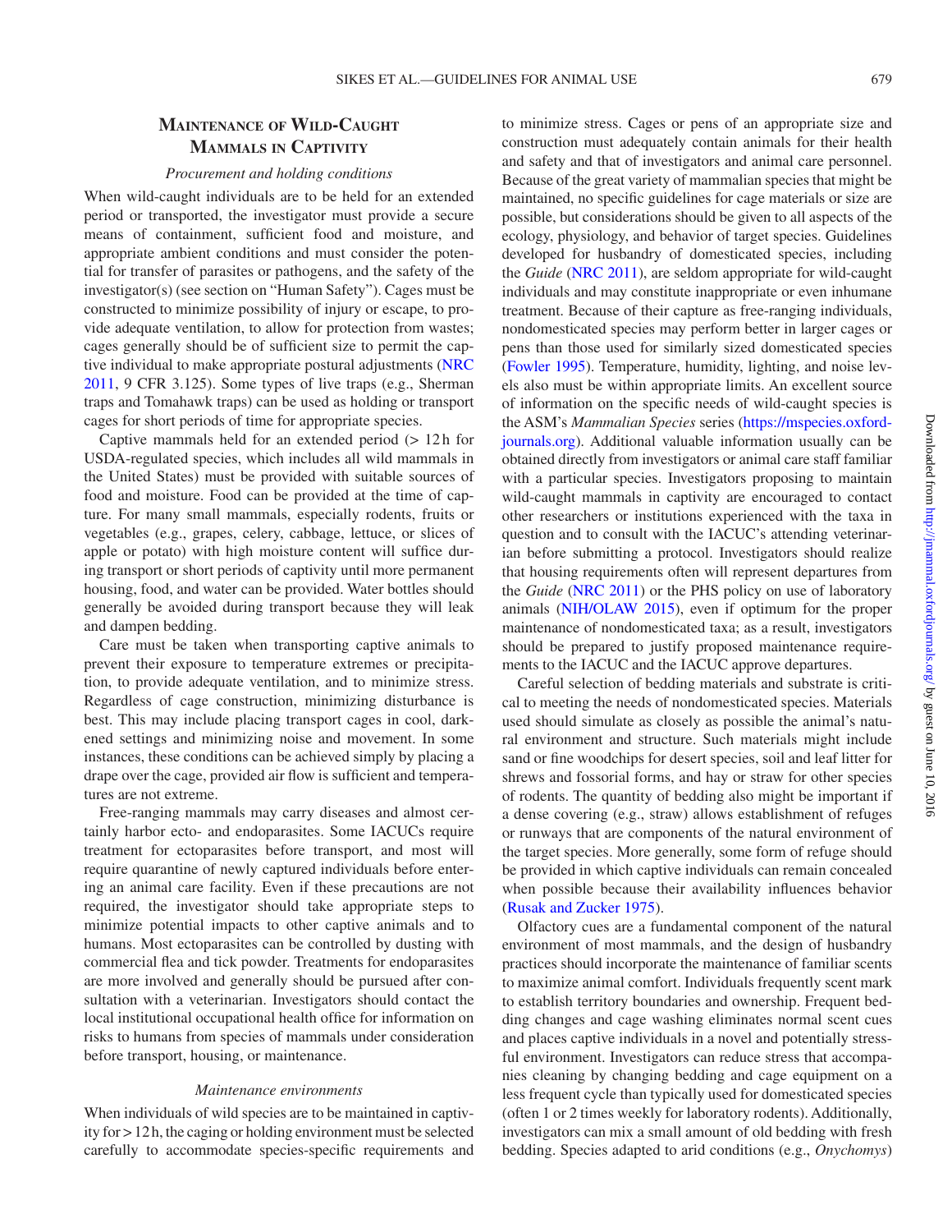## Maintenance of Wild-Caught Mammals in Captivity

### *Procurement and holding conditions*

When wild-caught individuals are to be held for an extended period or transported, the investigator must provide a secure means of containment, sufficient food and moisture, and appropriate ambient conditions and must consider the potential for transfer of parasites or pathogens, and the safety of the investigator(s) (see section on "Human Safety"). Cages must be constructed to minimize possibility of injury or escape, to provide adequate ventilation, to allow for protection from wastes; cages generally should be of sufficient size to permit the captive individual to make appropriate postural adjustments (NRC 2011, 9 CFR 3.125). Some types of live traps (e.g., Sherman traps and Tomahawk traps) can be used as holding or transport cages for short periods of time for appropriate species.

Captive mammals held for an extended period (> 12 h for USDA-regulated species, which includes all wild mammals in the United States) must be provided with suitable sources of food and moisture. Food can be provided at the time of capture. For many small mammals, especially rodents, fruits or vegetables (e.g., grapes, celery, cabbage, lettuce, or slices of apple or potato) with high moisture content will suffice during transport or short periods of captivity until more permanent housing, food, and water can be provided. Water bottles should generally be avoided during transport because they will leak and dampen bedding.

Care must be taken when transporting captive animals to prevent their exposure to temperature extremes or precipitation, to provide adequate ventilation, and to minimize stress. Regardless of cage construction, minimizing disturbance is best. This may include placing transport cages in cool, darkened settings and minimizing noise and movement. In some instances, these conditions can be achieved simply by placing a drape over the cage, provided air flow is sufficient and temperatures are not extreme.

Free-ranging mammals may carry diseases and almost certainly harbor ecto- and endoparasites. Some IACUCs require treatment for ectoparasites before transport, and most will require quarantine of newly captured individuals before entering an animal care facility. Even if these precautions are not required, the investigator should take appropriate steps to minimize potential impacts to other captive animals and to humans. Most ectoparasites can be controlled by dusting with commercial flea and tick powder. Treatments for endoparasites are more involved and generally should be pursued after consultation with a veterinarian. Investigators should contact the local institutional occupational health office for information on risks to humans from species of mammals under consideration before transport, housing, or maintenance.

### *Maintenance environments*

When individuals of wild species are to be maintained in captivity for > 12 h, the caging or holding environment must be selected carefully to accommodate species-specific requirements and to minimize stress. Cages or pens of an appropriate size and construction must adequately contain animals for their health and safety and that of investigators and animal care personnel. Because of the great variety of mammalian species that might be maintained, no specific guidelines for cage materials or size are possible, but considerations should be given to all aspects of the ecology, physiology, and behavior of target species. Guidelines developed for husbandry of domesticated species, including the *Guide* (NRC 2011), are seldom appropriate for wild-caught individuals and may constitute inappropriate or even inhumane treatment. Because of their capture as free-ranging individuals, nondomesticated species may perform better in larger cages or pens than those used for similarly sized domesticated species (Fowler 1995). Temperature, humidity, lighting, and noise levels also must be within appropriate limits. An excellent source of information on the specific needs of wild-caught species is the ASM's *Mammalian Species* series (https://mspecies.oxfordjournals.org). Additional valuable information usually can be obtained directly from investigators or animal care staff familiar with a particular species. Investigators proposing to maintain wild-caught mammals in captivity are encouraged to contact other researchers or institutions experienced with the taxa in question and to consult with the IACUC's attending veterinarian before submitting a protocol. Investigators should realize that housing requirements often will represent departures from the *Guide* (NRC 2011) or the PHS policy on use of laboratory animals (NIH/OLAW 2015), even if optimum for the proper maintenance of nondomesticated taxa; as a result, investigators should be prepared to justify proposed maintenance requirements to the IACUC and the IACUC approve departures.

Careful selection of bedding materials and substrate is critical to meeting the needs of nondomesticated species. Materials used should simulate as closely as possible the animal's natural environment and structure. Such materials might include sand or fine woodchips for desert species, soil and leaf litter for shrews and fossorial forms, and hay or straw for other species of rodents. The quantity of bedding also might be important if a dense covering (e.g., straw) allows establishment of refuges or runways that are components of the natural environment of the target species. More generally, some form of refuge should be provided in which captive individuals can remain concealed when possible because their availability influences behavior (Rusak and Zucker 1975).

Olfactory cues are a fundamental component of the natural environment of most mammals, and the design of husbandry practices should incorporate the maintenance of familiar scents to maximize animal comfort. Individuals frequently scent mark to establish territory boundaries and ownership. Frequent bedding changes and cage washing eliminates normal scent cues and places captive individuals in a novel and potentially stressful environment. Investigators can reduce stress that accompanies cleaning by changing bedding and cage equipment on a less frequent cycle than typically used for domesticated species (often 1 or 2 times weekly for laboratory rodents). Additionally, investigators can mix a small amount of old bedding with fresh bedding. Species adapted to arid conditions (e.g., *Onychomys*)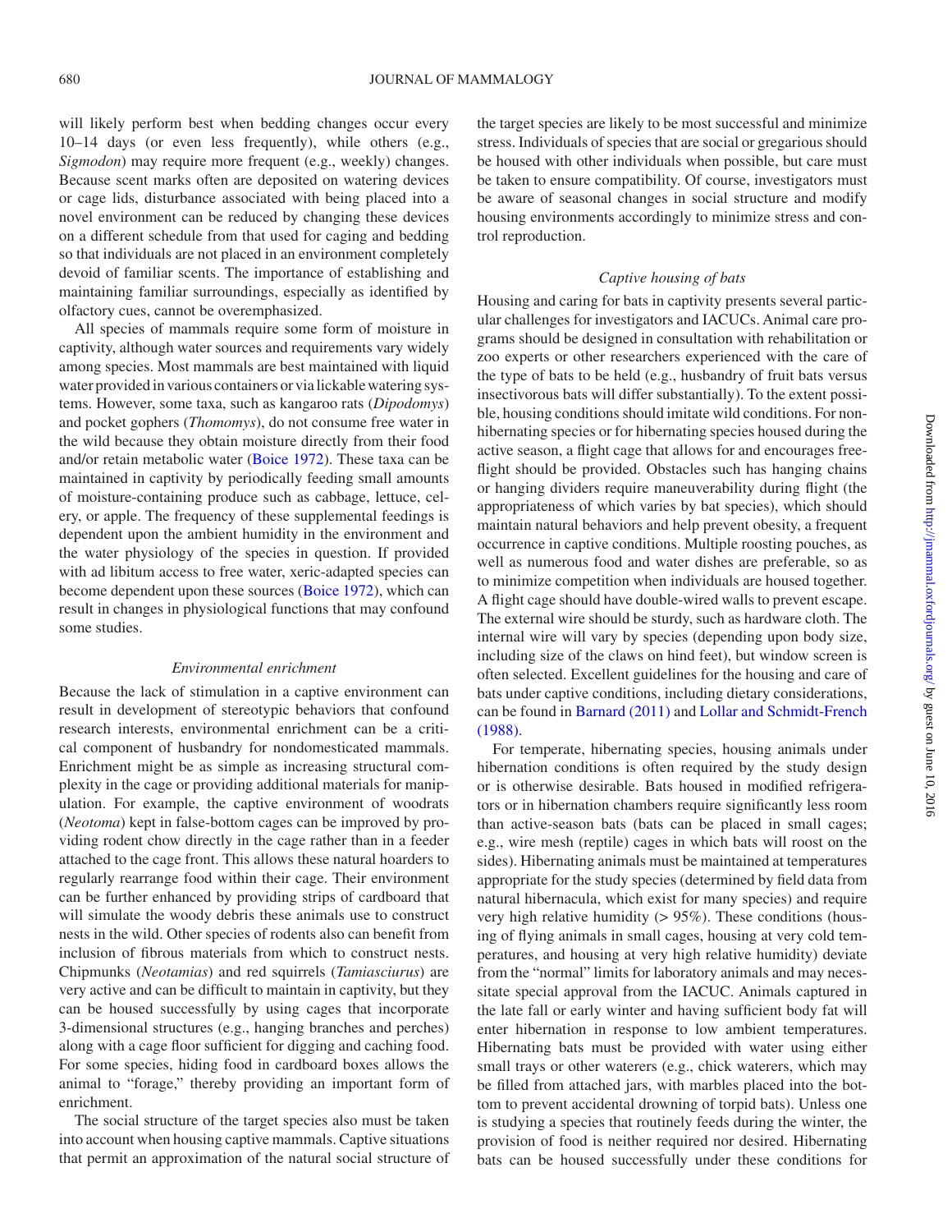will likely perform best when bedding changes occur every 10–14 days (or even less frequently), while others (e.g., *Sigmodon*) may require more frequent (e.g., weekly) changes. Because scent marks often are deposited on watering devices or cage lids, disturbance associated with being placed into a novel environment can be reduced by changing these devices on a different schedule from that used for caging and bedding so that individuals are not placed in an environment completely devoid of familiar scents. The importance of establishing and maintaining familiar surroundings, especially as identified by olfactory cues, cannot be overemphasized.

All species of mammals require some form of moisture in captivity, although water sources and requirements vary widely among species. Most mammals are best maintained with liquid water provided in various containers or via lickable watering systems. However, some taxa, such as kangaroo rats (*Dipodomys*) and pocket gophers (*Thomomys*), do not consume free water in the wild because they obtain moisture directly from their food and/or retain metabolic water (Boice 1972). These taxa can be maintained in captivity by periodically feeding small amounts of moisture-containing produce such as cabbage, lettuce, celery, or apple. The frequency of these supplemental feedings is dependent upon the ambient humidity in the environment and the water physiology of the species in question. If provided with ad libitum access to free water, xeric-adapted species can become dependent upon these sources (Boice 1972), which can result in changes in physiological functions that may confound some studies.

### *Environmental enrichment*

Because the lack of stimulation in a captive environment can result in development of stereotypic behaviors that confound research interests, environmental enrichment can be a critical component of husbandry for nondomesticated mammals. Enrichment might be as simple as increasing structural complexity in the cage or providing additional materials for manipulation. For example, the captive environment of woodrats (*Neotoma*) kept in false-bottom cages can be improved by providing rodent chow directly in the cage rather than in a feeder attached to the cage front. This allows these natural hoarders to regularly rearrange food within their cage. Their environment can be further enhanced by providing strips of cardboard that will simulate the woody debris these animals use to construct nests in the wild. Other species of rodents also can benefit from inclusion of fibrous materials from which to construct nests. Chipmunks (*Neotamias*) and red squirrels (*Tamiasciurus*) are very active and can be difficult to maintain in captivity, but they can be housed successfully by using cages that incorporate 3-dimensional structures (e.g., hanging branches and perches) along with a cage floor sufficient for digging and caching food. For some species, hiding food in cardboard boxes allows the animal to "forage," thereby providing an important form of enrichment.

The social structure of the target species also must be taken into account when housing captive mammals. Captive situations that permit an approximation of the natural social structure of the target species are likely to be most successful and minimize stress. Individuals of species that are social or gregarious should be housed with other individuals when possible, but care must be taken to ensure compatibility. Of course, investigators must be aware of seasonal changes in social structure and modify housing environments accordingly to minimize stress and control reproduction.

### *Captive housing of bats*

Housing and caring for bats in captivity presents several particular challenges for investigators and IACUCs. Animal care programs should be designed in consultation with rehabilitation or zoo experts or other researchers experienced with the care of the type of bats to be held (e.g., husbandry of fruit bats versus insectivorous bats will differ substantially). To the extent possible, housing conditions should imitate wild conditions. For nonhibernating species or for hibernating species housed during the active season, a flight cage that allows for and encourages free-flight should be provided. Obstacles such has hanging chains or hanging dividers require maneuverability during flight (the appropriateness of which varies by bat species), which should maintain natural behaviors and help prevent obesity, a frequent occurrence in captive conditions. Multiple roosting pouches, as well as numerous food and water dishes are preferable, so as to minimize competition when individuals are housed together. A flight cage should have double-wired walls to prevent escape. The external wire should be sturdy, such as hardware cloth. The internal wire will vary by species (depending upon body size, including size of the claws on hind feet), but window screen is often selected. Excellent guidelines for the housing and care of bats under captive conditions, including dietary considerations, can be found in Barnard (2011) and Lollar and Schmidt-French (1988).

For temperate, hibernating species, housing animals under hibernation conditions is often required by the study design or is otherwise desirable. Bats housed in modified refrigerators or in hibernation chambers require significantly less room than active-season bats (bats can be placed in small cages; e.g., wire mesh (reptile) cages in which bats will roost on the sides). Hibernating animals must be maintained at temperatures appropriate for the study species (determined by field data from natural hibernacula, which exist for many species) and require very high relative humidity (> 95%). These conditions (housing of flying animals in small cages, housing at very cold temperatures, and housing at very high relative humidity) deviate from the "normal" limits for laboratory animals and may necessitate special approval from the IACUC. Animals captured in the late fall or early winter and having sufficient body fat will enter hibernation in response to low ambient temperatures. Hibernating bats must be provided with water using either small trays or other waterers (e.g., chick waterers, which may be filled from attached jars, with marbles placed into the bottom to prevent accidental drowning of torpid bats). Unless one is studying a species that routinely feeds during the winter, the provision of food is neither required nor desired. Hibernating bats can be housed successfully under these conditions for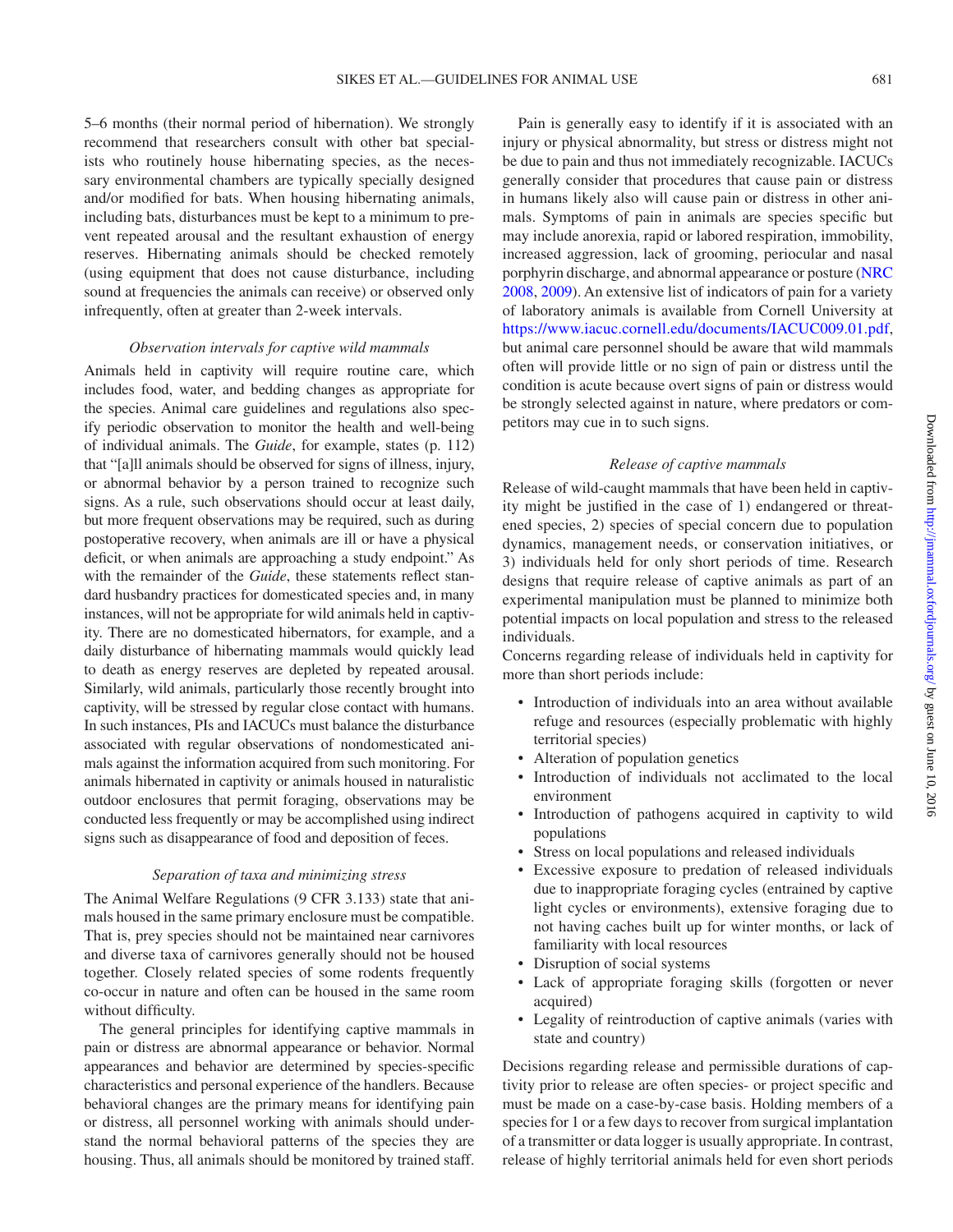5–6 months (their normal period of hibernation). We strongly recommend that researchers consult with other bat specialists who routinely house hibernating species, as the necessary environmental chambers are typically specially designed and/or modified for bats. When housing hibernating animals, including bats, disturbances must be kept to a minimum to prevent repeated arousal and the resultant exhaustion of energy reserves. Hibernating animals should be checked remotely (using equipment that does not cause disturbance, including sound at frequencies the animals can receive) or observed only infrequently, often at greater than 2-week intervals.

### *Observation intervals for captive wild mammals*

Animals held in captivity will require routine care, which includes food, water, and bedding changes as appropriate for the species. Animal care guidelines and regulations also specify periodic observation to monitor the health and well-being of individual animals. The *Guide*, for example, states (p. 112) that "[a]ll animals should be observed for signs of illness, injury, or abnormal behavior by a person trained to recognize such signs. As a rule, such observations should occur at least daily, but more frequent observations may be required, such as during postoperative recovery, when animals are ill or have a physical deficit, or when animals are approaching a study endpoint." As with the remainder of the *Guide*, these statements reflect standard husbandry practices for domesticated species and, in many instances, will not be appropriate for wild animals held in captivity. There are no domesticated hibernators, for example, and a daily disturbance of hibernating mammals would quickly lead to death as energy reserves are depleted by repeated arousal. Similarly, wild animals, particularly those recently brought into captivity, will be stressed by regular close contact with humans. In such instances, PIs and IACUCs must balance the disturbance associated with regular observations of nondomesticated animals against the information acquired from such monitoring. For animals hibernated in captivity or animals housed in naturalistic outdoor enclosures that permit foraging, observations may be conducted less frequently or may be accomplished using indirect signs such as disappearance of food and deposition of feces.

### *Separation of taxa and minimizing stress*

The Animal Welfare Regulations (9 CFR 3.133) state that animals housed in the same primary enclosure must be compatible. That is, prey species should not be maintained near carnivores and diverse taxa of carnivores generally should not be housed together. Closely related species of some rodents frequently co-occur in nature and often can be housed in the same room without difficulty.

The general principles for identifying captive mammals in pain or distress are abnormal appearance or behavior. Normal appearances and behavior are determined by species-specific characteristics and personal experience of the handlers. Because behavioral changes are the primary means for identifying pain or distress, all personnel working with animals should understand the normal behavioral patterns of the species they are housing. Thus, all animals should be monitored by trained staff.

Pain is generally easy to identify if it is associated with an injury or physical abnormality, but stress or distress might not be due to pain and thus not immediately recognizable. IACUCs generally consider that procedures that cause pain or distress in humans likely also will cause pain or distress in other animals. Symptoms of pain in animals are species specific but may include anorexia, rapid or labored respiration, immobility, increased aggression, lack of grooming, periocular and nasal porphyrin discharge, and abnormal appearance or posture (NRC 2008, 2009). An extensive list of indicators of pain for a variety of laboratory animals is available from Cornell University at https://www.iacuc.cornell.edu/documents/IACUC009.01.pdf, but animal care personnel should be aware that wild mammals often will provide little or no sign of pain or distress until the condition is acute because overt signs of pain or distress would be strongly selected against in nature, where predators or competitors may cue in to such signs.

### *Release of captive mammals*

Release of wild-caught mammals that have been held in captivity might be justified in the case of 1) endangered or threatened species, 2) species of special concern due to population dynamics, management needs, or conservation initiatives, or 3) individuals held for only short periods of time. Research designs that require release of captive animals as part of an experimental manipulation must be planned to minimize both potential impacts on local population and stress to the released individuals.

Concerns regarding release of individuals held in captivity for more than short periods include:

- Introduction of individuals into an area without available refuge and resources (especially problematic with highly territorial species)
- Alteration of population genetics
- Introduction of individuals not acclimated to the local environment
- Introduction of pathogens acquired in captivity to wild populations
- Stress on local populations and released individuals
- Excessive exposure to predation of released individuals due to inappropriate foraging cycles (entrained by captive light cycles or environments), extensive foraging due to not having caches built up for winter months, or lack of familiarity with local resources
- Disruption of social systems
- Lack of appropriate foraging skills (forgotten or never acquired)
- Legality of reintroduction of captive animals (varies with state and country)

Decisions regarding release and permissible durations of captivity prior to release are often species- or project specific and must be made on a case-by-case basis. Holding members of a species for 1 or a few days to recover from surgical implantation of a transmitter or data logger is usually appropriate. In contrast, release of highly territorial animals held for even short periods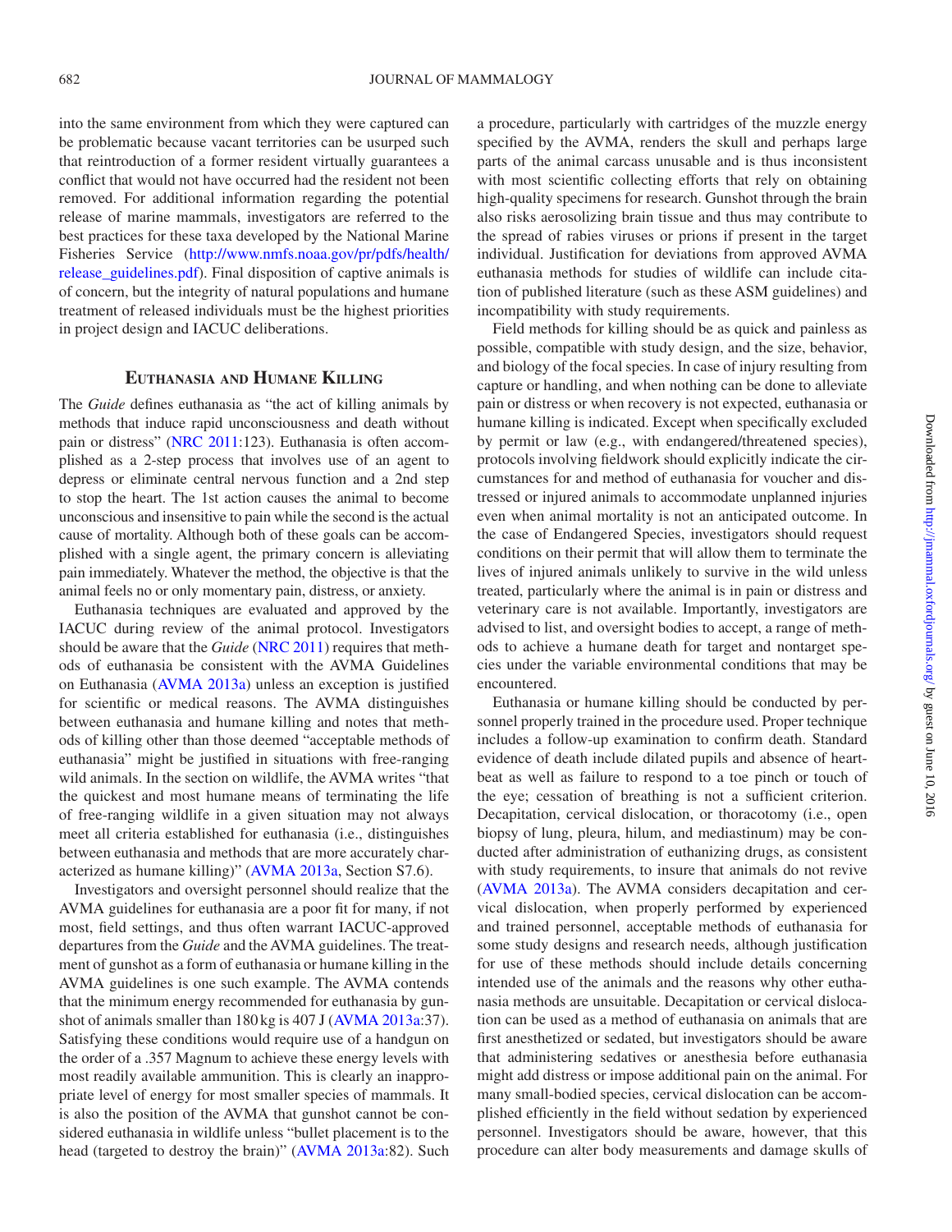into the same environment from which they were captured can be problematic because vacant territories can be usurped such that reintroduction of a former resident virtually guarantees a conflict that would not have occurred had the resident not been removed. For additional information regarding the potential release of marine mammals, investigators are referred to the best practices for these taxa developed by the National Marine Fisheries Service (http://www.nmfs.noaa.gov/pr/pdfs/health/release_guidelines.pdf). Final disposition of captive animals is of concern, but the integrity of natural populations and humane treatment of released individuals must be the highest priorities in project design and IACUC deliberations.

## Euthanasia and Humane Killing

The *Guide* defines euthanasia as "the act of killing animals by methods that induce rapid unconsciousness and death without pain or distress" (NRC 2011:123). Euthanasia is often accomplished as a 2-step process that involves use of an agent to depress or eliminate central nervous function and a 2nd step to stop the heart. The 1st action causes the animal to become unconscious and insensitive to pain while the second is the actual cause of mortality. Although both of these goals can be accomplished with a single agent, the primary concern is alleviating pain immediately. Whatever the method, the objective is that the animal feels no or only momentary pain, distress, or anxiety.

Euthanasia techniques are evaluated and approved by the IACUC during review of the animal protocol. Investigators should be aware that the *Guide* (NRC 2011) requires that methods of euthanasia be consistent with the AVMA Guidelines on Euthanasia (AVMA 2013a) unless an exception is justified for scientific or medical reasons. The AVMA distinguishes between euthanasia and humane killing and notes that methods of killing other than those deemed "acceptable methods of euthanasia" might be justified in situations with free-ranging wild animals. In the section on wildlife, the AVMA writes "that the quickest and most humane means of terminating the life of free-ranging wildlife in a given situation may not always meet all criteria established for euthanasia (i.e., distinguishes between euthanasia and methods that are more accurately characterized as humane killing)" (AVMA 2013a, Section S7.6).

Investigators and oversight personnel should realize that the AVMA guidelines for euthanasia are a poor fit for many, if not most, field settings, and thus often warrant IACUC-approved departures from the *Guide* and the AVMA guidelines. The treatment of gunshot as a form of euthanasia or humane killing in the AVMA guidelines is one such example. The AVMA contends that the minimum energy recommended for euthanasia by gunshot of animals smaller than 180 kg is 407 J (AVMA 2013a:37). Satisfying these conditions would require use of a handgun on the order of a .357 Magnum to achieve these energy levels with most readily available ammunition. This is clearly an inappropriate level of energy for most smaller species of mammals. It is also the position of the AVMA that gunshot cannot be considered euthanasia in wildlife unless "bullet placement is to the head (targeted to destroy the brain)" (AVMA 2013a:82). Such a procedure, particularly with cartridges of the muzzle energy specified by the AVMA, renders the skull and perhaps large parts of the animal carcass unusable and is thus inconsistent with most scientific collecting efforts that rely on obtaining high-quality specimens for research. Gunshot through the brain also risks aerosolizing brain tissue and thus may contribute to the spread of rabies viruses or prions if present in the target individual. Justification for deviations from approved AVMA euthanasia methods for studies of wildlife can include citation of published literature (such as these ASM guidelines) and incompatibility with study requirements.

Field methods for killing should be as quick and painless as possible, compatible with study design, and the size, behavior, and biology of the focal species. In case of injury resulting from capture or handling, and when nothing can be done to alleviate pain or distress or when recovery is not expected, euthanasia or humane killing is indicated. Except when specifically excluded by permit or law (e.g., with endangered/threatened species), protocols involving fieldwork should explicitly indicate the circumstances for and method of euthanasia for voucher and distressed or injured animals to accommodate unplanned injuries even when animal mortality is not an anticipated outcome. In the case of Endangered Species, investigators should request conditions on their permit that will allow them to terminate the lives of injured animals unlikely to survive in the wild unless treated, particularly where the animal is in pain or distress and veterinary care is not available. Importantly, investigators are advised to list, and oversight bodies to accept, a range of methods to achieve a humane death for target and nontarget species under the variable environmental conditions that may be encountered.

Euthanasia or humane killing should be conducted by personnel properly trained in the procedure used. Proper technique includes a follow-up examination to confirm death. Standard evidence of death include dilated pupils and absence of heartbeat as well as failure to respond to a toe pinch or touch of the eye; cessation of breathing is not a sufficient criterion. Decapitation, cervical dislocation, or thoracotomy (i.e., open biopsy of lung, pleura, hilum, and mediastinum) may be conducted after administration of euthanizing drugs, as consistent with study requirements, to insure that animals do not revive (AVMA 2013a). The AVMA considers decapitation and cervical dislocation, when properly performed by experienced and trained personnel, acceptable methods of euthanasia for some study designs and research needs, although justification for use of these methods should include details concerning intended use of the animals and the reasons why other euthanasia methods are unsuitable. Decapitation or cervical dislocation can be used as a method of euthanasia on animals that are first anesthetized or sedated, but investigators should be aware that administering sedatives or anesthesia before euthanasia might add distress or impose additional pain on the animal. For many small-bodied species, cervical dislocation can be accomplished efficiently in the field without sedation by experienced personnel. Investigators should be aware, however, that this procedure can alter body measurements and damage skulls of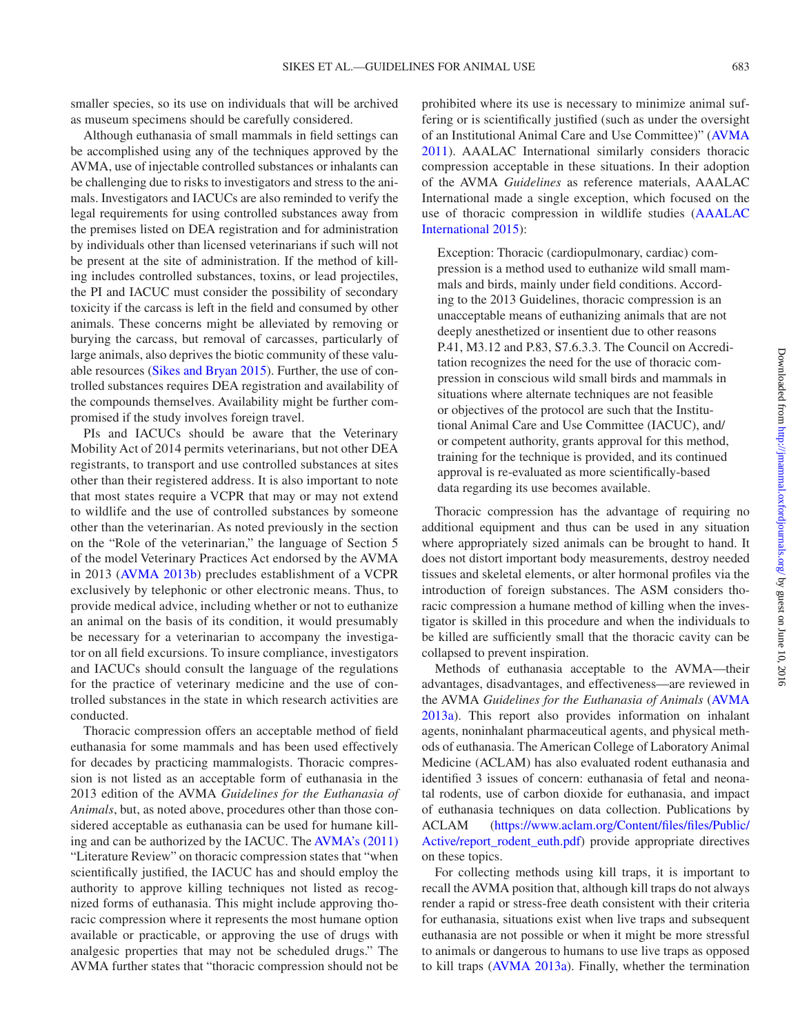smaller species, so its use on individuals that will be archived as museum specimens should be carefully considered.

Although euthanasia of small mammals in field settings can be accomplished using any of the techniques approved by the AVMA, use of injectable controlled substances or inhalants can be challenging due to risks to investigators and stress to the animals. Investigators and IACUCs are also reminded to verify the legal requirements for using controlled substances away from the premises listed on DEA registration and for administration by individuals other than licensed veterinarians if such will not be present at the site of administration. If the method of killing includes controlled substances, toxins, or lead projectiles, the PI and IACUC must consider the possibility of secondary toxicity if the carcass is left in the field and consumed by other animals. These concerns might be alleviated by removing or burying the carcass, but removal of carcasses, particularly of large animals, also deprives the biotic community of these valuable resources (Sikes and Bryan 2015). Further, the use of controlled substances requires DEA registration and availability of the compounds themselves. Availability might be further compromised if the study involves foreign travel.

PIs and IACUCs should be aware that the Veterinary Mobility Act of 2014 permits veterinarians, but not other DEA registrants, to transport and use controlled substances at sites other than their registered address. It is also important to note that most states require a VCPR that may or may not extend to wildlife and the use of controlled substances by someone other than the veterinarian. As noted previously in the section on the "Role of the veterinarian," the language of Section 5 of the model Veterinary Practices Act endorsed by the AVMA in 2013 (AVMA 2013b) precludes establishment of a VCPR exclusively by telephonic or other electronic means. Thus, to provide medical advice, including whether or not to euthanize an animal on the basis of its condition, it would presumably be necessary for a veterinarian to accompany the investigator on all field excursions. To insure compliance, investigators and IACUCs should consult the language of the regulations for the practice of veterinary medicine and the use of controlled substances in the state in which research activities are conducted.

Thoracic compression offers an acceptable method of field euthanasia for some mammals and has been used effectively for decades by practicing mammalogists. Thoracic compression is not listed as an acceptable form of euthanasia in the 2013 edition of the AVMA *Guidelines for the Euthanasia of Animals*, but, as noted above, procedures other than those considered acceptable as euthanasia can be used for humane killing and can be authorized by the IACUC. The AVMA's (2011) "Literature Review" on thoracic compression states that "when scientifically justified, the IACUC has and should employ the authority to approve killing techniques not listed as recognized forms of euthanasia. This might include approving thoracic compression where it represents the most humane option available or practicable, or approving the use of drugs with analgesic properties that may not be scheduled drugs." The AVMA further states that "thoracic compression should not be prohibited where its use is necessary to minimize animal suffering or is scientifically justified (such as under the oversight of an Institutional Animal Care and Use Committee)" (AVMA 2011). AAALAC International similarly considers thoracic compression acceptable in these situations. In their adoption of the AVMA *Guidelines* as reference materials, AAALAC International made a single exception, which focused on the use of thoracic compression in wildlife studies (AAALAC International 2015):

> Exception: Thoracic (cardiopulmonary, cardiac) compression is a method used to euthanize wild small mammals and birds, mainly under field conditions. According to the 2013 Guidelines, thoracic compression is an unacceptable means of euthanizing animals that are not deeply anesthetized or insentient due to other reasons P.41, M3.12 and P.83, S7.6.3.3. The Council on Accreditation recognizes the need for the use of thoracic compression in conscious wild small birds and mammals in situations where alternate techniques are not feasible or objectives of the protocol are such that the Institutional Animal Care and Use Committee (IACUC), and/or competent authority, grants approval for this method, training for the technique is provided, and its continued approval is re-evaluated as more scientifically-based data regarding its use becomes available.

Thoracic compression has the advantage of requiring no additional equipment and thus can be used in any situation where appropriately sized animals can be brought to hand. It does not distort important body measurements, destroy needed tissues and skeletal elements, or alter hormonal profiles via the introduction of foreign substances. The ASM considers thoracic compression a humane method of killing when the investigator is skilled in this procedure and when the individuals to be killed are sufficiently small that the thoracic cavity can be collapsed to prevent inspiration.

Methods of euthanasia acceptable to the AVMA—their advantages, disadvantages, and effectiveness—are reviewed in the AVMA *Guidelines for the Euthanasia of Animals* (AVMA 2013a). This report also provides information on inhalant agents, noninhalant pharmaceutical agents, and physical methods of euthanasia. The American College of Laboratory Animal Medicine (ACLAM) has also evaluated rodent euthanasia and identified 3 issues of concern: euthanasia of fetal and neonatal rodents, use of carbon dioxide for euthanasia, and impact of euthanasia techniques on data collection. Publications by ACLAM (https://www.aclam.org/Content/files/files/Public/Active/report_rodent_euth.pdf) provide appropriate directives on these topics.

For collecting methods using kill traps, it is important to recall the AVMA position that, although kill traps do not always render a rapid or stress-free death consistent with their criteria for euthanasia, situations exist when live traps and subsequent euthanasia are not possible or when it might be more stressful to animals or dangerous to humans to use live traps as opposed to kill traps (AVMA 2013a). Finally, whether the termination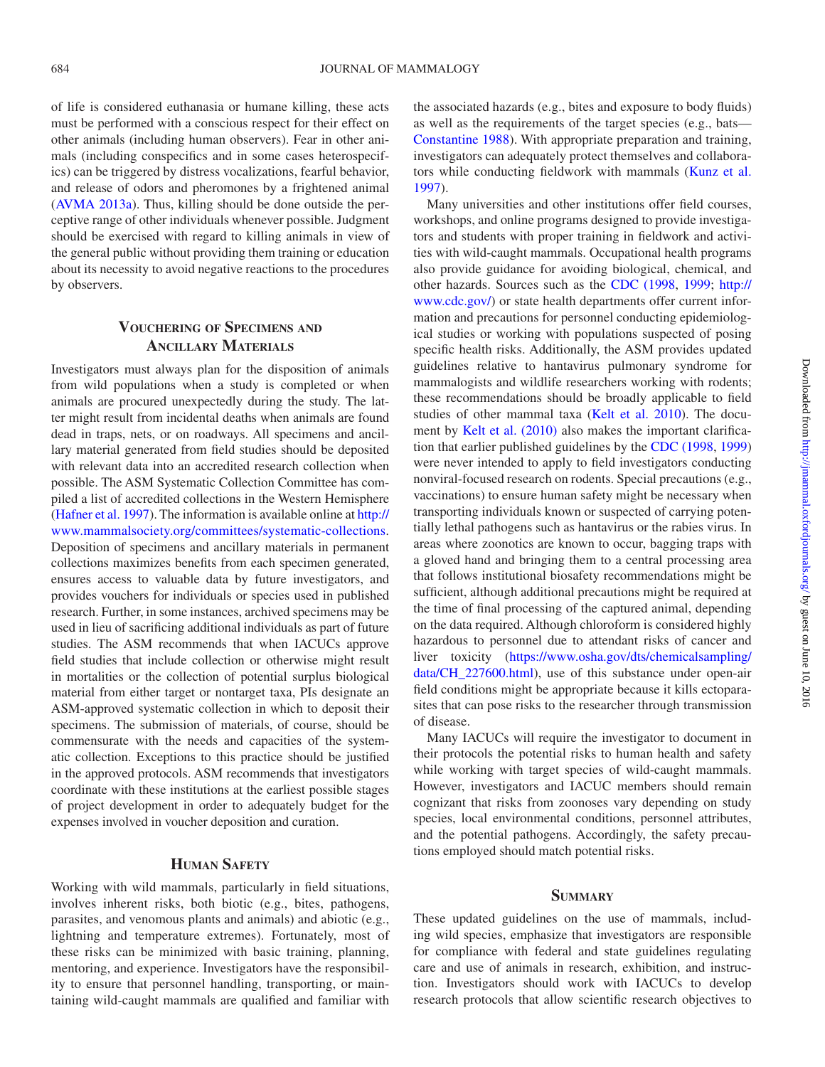of life is considered euthanasia or humane killing, these acts must be performed with a conscious respect for their effect on other animals (including human observers). Fear in other animals (including conspecifics and in some cases heterospecifics) can be triggered by distress vocalizations, fearful behavior, and release of odors and pheromones by a frightened animal (AVMA 2013a). Thus, killing should be done outside the perceptive range of other individuals whenever possible. Judgment should be exercised with regard to killing animals in view of the general public without providing them training or education about its necessity to avoid negative reactions to the procedures by observers.

## Vouchering of Specimens and Ancillary Materials

Investigators must always plan for the disposition of animals from wild populations when a study is completed or when animals are procured unexpectedly during the study. The latter might result from incidental deaths when animals are found dead in traps, nets, or on roadways. All specimens and ancillary material generated from field studies should be deposited with relevant data into an accredited research collection when possible. The ASM Systematic Collection Committee has compiled a list of accredited collections in the Western Hemisphere (Hafner et al. 1997). The information is available online at http://www.mammalsociety.org/committees/systematic-collections. Deposition of specimens and ancillary materials in permanent collections maximizes benefits from each specimen generated, ensures access to valuable data by future investigators, and provides vouchers for individuals or species used in published research. Further, in some instances, archived specimens may be used in lieu of sacrificing additional individuals as part of future studies. The ASM recommends that when IACUCs approve field studies that include collection or otherwise might result in mortalities or the collection of potential surplus biological material from either target or nontarget taxa, PIs designate an ASM-approved systematic collection in which to deposit their specimens. The submission of materials, of course, should be commensurate with the needs and capacities of the systematic collection. Exceptions to this practice should be justified in the approved protocols. ASM recommends that investigators coordinate with these institutions at the earliest possible stages of project development in order to adequately budget for the expenses involved in voucher deposition and curation.

## Human Safety

Working with wild mammals, particularly in field situations, involves inherent risks, both biotic (e.g., bites, pathogens, parasites, and venomous plants and animals) and abiotic (e.g., lightning and temperature extremes). Fortunately, most of these risks can be minimized with basic training, planning, mentoring, and experience. Investigators have the responsibility to ensure that personnel handling, transporting, or maintaining wild-caught mammals are qualified and familiar with the associated hazards (e.g., bites and exposure to body fluids) as well as the requirements of the target species (e.g., bats—Constantine 1988). With appropriate preparation and training, investigators can adequately protect themselves and collaborators while conducting fieldwork with mammals (Kunz et al. 1997).

Many universities and other institutions offer field courses, workshops, and online programs designed to provide investigators and students with proper training in fieldwork and activities with wild-caught mammals. Occupational health programs also provide guidance for avoiding biological, chemical, and other hazards. Sources such as the CDC (1998, 1999; http://www.cdc.gov/) or state health departments offer current information and precautions for personnel conducting epidemiological studies or working with populations suspected of posing specific health risks. Additionally, the ASM provides updated guidelines relative to hantavirus pulmonary syndrome for mammalogists and wildlife researchers working with rodents; these recommendations should be broadly applicable to field studies of other mammal taxa (Kelt et al. 2010). The document by Kelt et al. (2010) also makes the important clarification that earlier published guidelines by the CDC (1998, 1999) were never intended to apply to field investigators conducting nonviral-focused research on rodents. Special precautions (e.g., vaccinations) to ensure human safety might be necessary when transporting individuals known or suspected of carrying potentially lethal pathogens such as hantavirus or the rabies virus. In areas where zoonotics are known to occur, bagging traps with a gloved hand and bringing them to a central processing area that follows institutional biosafety recommendations might be sufficient, although additional precautions might be required at the time of final processing of the captured animal, depending on the data required. Although chloroform is considered highly hazardous to personnel due to attendant risks of cancer and liver toxicity (https://www.osha.gov/dts/chemicalsampling/data/CH_227600.html), use of this substance under open-air field conditions might be appropriate because it kills ectoparasites that can pose risks to the researcher through transmission of disease.

Many IACUCs will require the investigator to document in their protocols the potential risks to human health and safety while working with target species of wild-caught mammals. However, investigators and IACUC members should remain cognizant that risks from zoonoses vary depending on study species, local environmental conditions, personnel attributes, and the potential pathogens. Accordingly, the safety precautions employed should match potential risks.

## Summary

These updated guidelines on the use of mammals, including wild species, emphasize that investigators are responsible for compliance with federal and state guidelines regulating care and use of animals in research, exhibition, and instruction. Investigators should work with IACUCs to develop research protocols that allow scientific research objectives to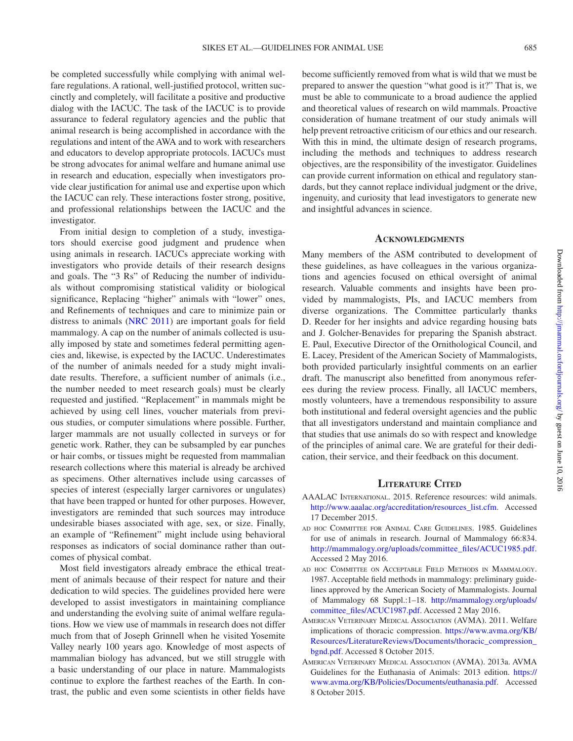be completed successfully while complying with animal welfare regulations. A rational, well-justified protocol, written succinctly and completely, will facilitate a positive and productive dialog with the IACUC. The task of the IACUC is to provide assurance to federal regulatory agencies and the public that animal research is being accomplished in accordance with the regulations and intent of the AWA and to work with researchers and educators to develop appropriate protocols. IACUCs must be strong advocates for animal welfare and humane animal use in research and education, especially when investigators provide clear justification for animal use and expertise upon which the IACUC can rely. These interactions foster strong, positive, and professional relationships between the IACUC and the investigator.

From initial design to completion of a study, investigators should exercise good judgment and prudence when using animals in research. IACUCs appreciate working with investigators who provide details of their research designs and goals. The "3 Rs" of Reducing the number of individuals without compromising statistical validity or biological significance, Replacing "higher" animals with "lower" ones, and Refinements of techniques and care to minimize pain or distress to animals (NRC 2011) are important goals for field mammalogy. A cap on the number of animals collected is usually imposed by state and sometimes federal permitting agencies and, likewise, is expected by the IACUC. Underestimates of the number of animals needed for a study might invalidate results. Therefore, a sufficient number of animals (i.e., the number needed to meet research goals) must be clearly requested and justified. "Replacement" in mammals might be achieved by using cell lines, voucher materials from previous studies, or computer simulations where possible. Further, larger mammals are not usually collected in surveys or for genetic work. Rather, they can be subsampled by ear punches or hair combs, or tissues might be requested from mammalian research collections where this material is already be archived as specimens. Other alternatives include using carcasses of species of interest (especially larger carnivores or ungulates) that have been trapped or hunted for other purposes. However, investigators are reminded that such sources may introduce undesirable biases associated with age, sex, or size. Finally, an example of "Refinement" might include using behavioral responses as indicators of social dominance rather than outcomes of physical combat.

Most field investigators already embrace the ethical treatment of animals because of their respect for nature and their dedication to wild species. The guidelines provided here were developed to assist investigators in maintaining compliance and understanding the evolving suite of animal welfare regulations. How we view use of mammals in research does not differ much from that of Joseph Grinnell when he visited Yosemite Valley nearly 100 years ago. Knowledge of most aspects of mammalian biology has advanced, but we still struggle with a basic understanding of our place in nature. Mammalogists continue to explore the farthest reaches of the Earth. In contrast, the public and even some scientists in other fields have become sufficiently removed from what is wild that we must be prepared to answer the question "what good is it?" That is, we must be able to communicate to a broad audience the applied and theoretical values of research on wild mammals. Proactive consideration of humane treatment of our study animals will help prevent retroactive criticism of our ethics and our research. With this in mind, the ultimate design of research programs, including the methods and techniques to address research objectives, are the responsibility of the investigator. Guidelines can provide current information on ethical and regulatory standards, but they cannot replace individual judgment or the drive, ingenuity, and curiosity that lead investigators to generate new and insightful advances in science.

## Acknowledgments

Many members of the ASM contributed to development of these guidelines, as have colleagues in the various organizations and agencies focused on ethical oversight of animal research. Valuable comments and insights have been provided by mammalogists, PIs, and IACUC members from diverse organizations. The Committee particularly thanks D. Reeder for her insights and advice regarding housing bats and J. Golcher-Benavides for preparing the Spanish abstract. E. Paul, Executive Director of the Ornithological Council, and E. Lacey, President of the American Society of Mammalogists, both provided particularly insightful comments on an earlier draft. The manuscript also benefitted from anonymous referees during the review process. Finally, all IACUC members, mostly volunteers, have a tremendous responsibility to assure both institutional and federal oversight agencies and the public that all investigators understand and maintain compliance and that studies that use animals do so with respect and knowledge of the principles of animal care. We are grateful for their dedication, their service, and their feedback on this document.

## Literature Cited

AAALAC International. 2015. Reference resources: wild animals. http://www.aaalac.org/accreditation/resources_list.cfm. Accessed 17 December 2015.

ad hoc Committee for Animal Care Guidelines. 1985. Guidelines for use of animals in research. Journal of Mammalogy 66:834. http://mammalogy.org/uploads/committee_files/ACUC1985.pdf. Accessed 2 May 2016.

ad hoc Committee on Acceptable Field Methods in Mammalogy. 1987. Acceptable field methods in mammalogy: preliminary guidelines approved by the American Society of Mammalogists. Journal of Mammalogy 68 Suppl.:1–18. http://mammalogy.org/uploads/committee_files/ACUC1987.pdf. Accessed 2 May 2016.

American Veterinary Medical Association (AVMA). 2011. Welfare implications of thoracic compression. https://www.avma.org/KB/Resources/LiteratureReviews/Documents/thoracic_compression_bgnd.pdf. Accessed 8 October 2015.

American Veterinary Medical Association (AVMA). 2013a. AVMA Guidelines for the Euthanasia of Animals: 2013 edition. https://www.avma.org/KB/Policies/Documents/euthanasia.pdf. Accessed 8 October 2015.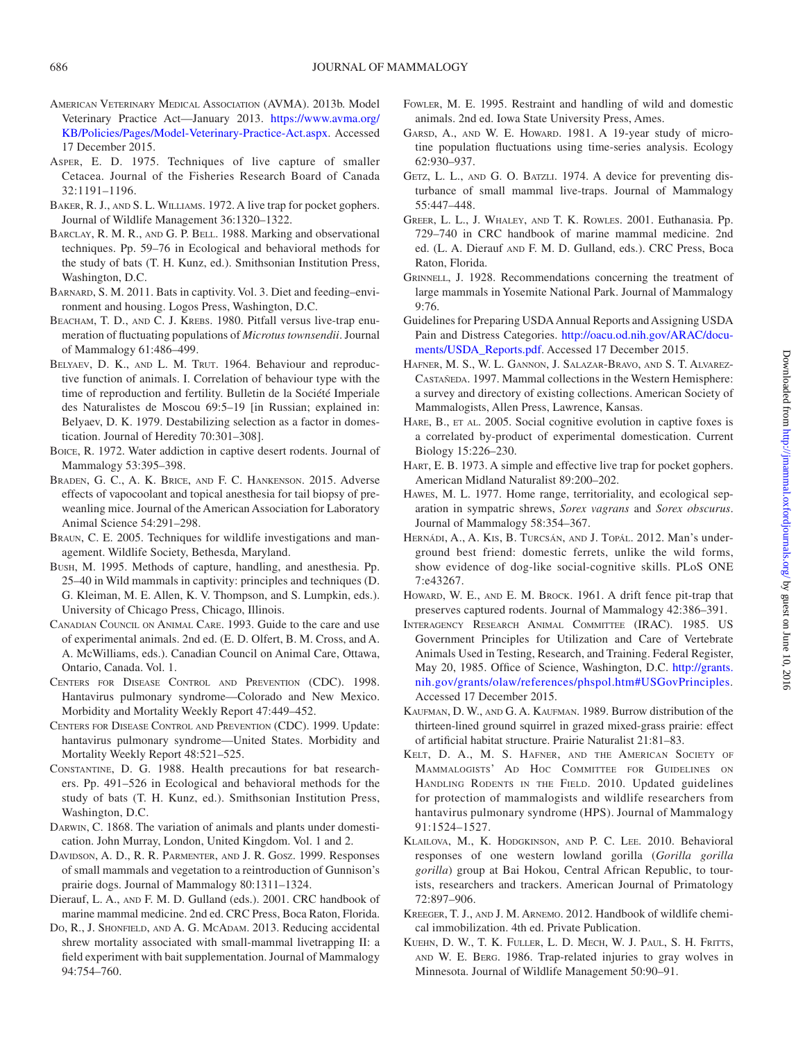American Veterinary Medical Association (AVMA). 2013b. Model Veterinary Practice Act—January 2013. https://www.avma.org/KB/Policies/Pages/Model-Veterinary-Practice-Act.aspx. Accessed 17 December 2015.

Asper, E. D. 1975. Techniques of live capture of smaller Cetacea. Journal of the Fisheries Research Board of Canada 32:1191–1196.

Baker, R. J., and S. L. Williams. 1972. A live trap for pocket gophers. Journal of Wildlife Management 36:1320–1322.

Barclay, R. M. R., and G. P. Bell. 1988. Marking and observational techniques. Pp. 59–76 in Ecological and behavioral methods for the study of bats (T. H. Kunz, ed.). Smithsonian Institution Press, Washington, D.C.

Barnard, S. M. 2011. Bats in captivity. Vol. 3. Diet and feeding–environment and housing. Logos Press, Washington, D.C.

Beacham, T. D., and C. J. Krebs. 1980. Pitfall versus live-trap enumeration of fluctuating populations of *Microtus townsendii*. Journal of Mammalogy 61:486–499.

Belyaev, D. K., and L. M. Trut. 1964. Behaviour and reproductive function of animals. I. Correlation of behaviour type with the time of reproduction and fertility. Bulletin de la Société Imperiale des Naturalistes de Moscou 69:5–19 [in Russian; explained in: Belyaev, D. K. 1979. Destabilizing selection as a factor in domestication. Journal of Heredity 70:301–308].

Boice, R. 1972. Water addiction in captive desert rodents. Journal of Mammalogy 53:395–398.

Braden, G. C., A. K. Brice, and F. C. Hankenson. 2015. Adverse effects of vapocoolant and topical anesthesia for tail biopsy of preweanling mice. Journal of the American Association for Laboratory Animal Science 54:291–298.

Braun, C. E. 2005. Techniques for wildlife investigations and management. Wildlife Society, Bethesda, Maryland.

Bush, M. 1995. Methods of capture, handling, and anesthesia. Pp. 25–40 in Wild mammals in captivity: principles and techniques (D. G. Kleiman, M. E. Allen, K. V. Thompson, and S. Lumpkin, eds.). University of Chicago Press, Chicago, Illinois.

Canadian Council on Animal Care. 1993. Guide to the care and use of experimental animals. 2nd ed. (E. D. Olfert, B. M. Cross, and A. A. McWilliams, eds.). Canadian Council on Animal Care, Ottawa, Ontario, Canada. Vol. 1.

Centers for Disease Control and Prevention (CDC). 1998. Hantavirus pulmonary syndrome—Colorado and New Mexico. Morbidity and Mortality Weekly Report 47:449–452.

Centers for Disease Control and Prevention (CDC). 1999. Update: hantavirus pulmonary syndrome—United States. Morbidity and Mortality Weekly Report 48:521–525.

Constantine, D. G. 1988. Health precautions for bat researchers. Pp. 491–526 in Ecological and behavioral methods for the study of bats (T. H. Kunz, ed.). Smithsonian Institution Press, Washington, D.C.

Darwin, C. 1868. The variation of animals and plants under domestication. John Murray, London, United Kingdom. Vol. 1 and 2.

Davidson, A. D., R. R. Parmenter, and J. R. Gosz. 1999. Responses of small mammals and vegetation to a reintroduction of Gunnison's prairie dogs. Journal of Mammalogy 80:1311–1324.

Dierauf, L. A., and F. M. D. Gulland (eds.). 2001. CRC handbook of marine mammal medicine. 2nd ed. CRC Press, Boca Raton, Florida.

Do, R., J. Shonfield, and A. G. McAdam. 2013. Reducing accidental shrew mortality associated with small-mammal livetrapping II: a field experiment with bait supplementation. Journal of Mammalogy 94:754–760.

Fowler, M. E. 1995. Restraint and handling of wild and domestic animals. 2nd ed. Iowa State University Press, Ames.

Garsd, A., and W. E. Howard. 1981. A 19-year study of microtine population fluctuations using time-series analysis. Ecology 62:930–937.

Getz, L. L., and G. O. Batzli. 1974. A device for preventing disturbance of small mammal live-traps. Journal of Mammalogy 55:447–448.

Greer, L. L., J. Whaley, and T. K. Rowles. 2001. Euthanasia. Pp. 729–740 in CRC handbook of marine mammal medicine. 2nd ed. (L. A. Dierauf and F. M. D. Gulland, eds.). CRC Press, Boca Raton, Florida.

Grinnell, J. 1928. Recommendations concerning the treatment of large mammals in Yosemite National Park. Journal of Mammalogy 9:76.

Guidelines for Preparing USDA Annual Reports and Assigning USDA Pain and Distress Categories. http://oacu.od.nih.gov/ARAC/documents/USDA_Reports.pdf. Accessed 17 December 2015.

Hafner, M. S., W. L. Gannon, J. Salazar-Bravo, and S. T. Alvarez-Castañeda. 1997. Mammal collections in the Western Hemisphere: a survey and directory of existing collections. American Society of Mammalogists, Allen Press, Lawrence, Kansas.

Hare, B., et al. 2005. Social cognitive evolution in captive foxes is a correlated by-product of experimental domestication. Current Biology 15:226–230.

Hart, E. B. 1973. A simple and effective live trap for pocket gophers. American Midland Naturalist 89:200–202.

Hawes, M. L. 1977. Home range, territoriality, and ecological separation in sympatric shrews, *Sorex vagrans* and *Sorex obscurus*. Journal of Mammalogy 58:354–367.

Hernádi, A., A. Kis, B. Turcsán, and J. Topál. 2012. Man's underground best friend: domestic ferrets, unlike the wild forms, show evidence of dog-like social-cognitive skills. PLoS ONE 7:e43267.

Howard, W. E., and E. M. Brock. 1961. A drift fence pit-trap that preserves captured rodents. Journal of Mammalogy 42:386–391.

Interagency Research Animal Committee (IRAC). 1985. US Government Principles for Utilization and Care of Vertebrate Animals Used in Testing, Research, and Training. Federal Register, May 20, 1985. Office of Science, Washington, D.C. http://grants.nih.gov/grants/olaw/references/phspol.htm#USGovPrinciples. Accessed 17 December 2015.

Kaufman, D. W., and G. A. Kaufman. 1989. Burrow distribution of the thirteen-lined ground squirrel in grazed mixed-grass prairie: effect of artificial habitat structure. Prairie Naturalist 21:81–83.

Kelt, D. A., M. S. Hafner, and the American Society of Mammalogists' Ad Hoc Committee for Guidelines on Handling Rodents in the Field. 2010. Updated guidelines for protection of mammalogists and wildlife researchers from hantavirus pulmonary syndrome (HPS). Journal of Mammalogy 91:1524–1527.

Klailova, M., K. Hodgkinson, and P. C. Lee. 2010. Behavioral responses of one western lowland gorilla (*Gorilla gorilla gorilla*) group at Bai Hokou, Central African Republic, to tourists, researchers and trackers. American Journal of Primatology 72:897–906.

Kreeger, T. J., and J. M. Arnemo. 2012. Handbook of wildlife chemical immobilization. 4th ed. Private Publication.

Kuehn, D. W., T. K. Fuller, L. D. Mech, W. J. Paul, S. H. Fritts, and W. E. Berg. 1986. Trap-related injuries to gray wolves in Minnesota. Journal of Wildlife Management 50:90–91.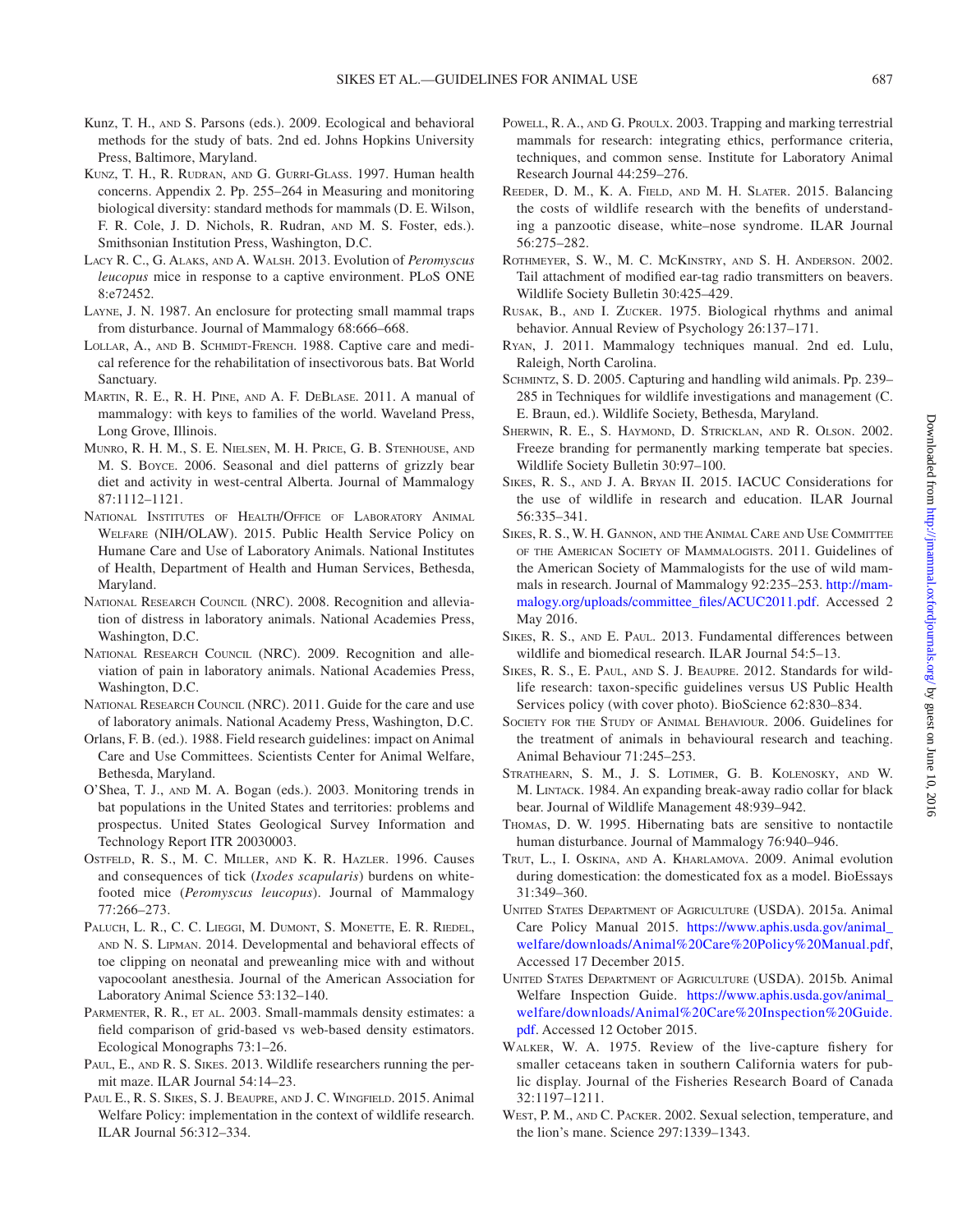Kunz, T. H., and S. Parsons (eds.). 2009. Ecological and behavioral methods for the study of bats. 2nd ed. Johns Hopkins University Press, Baltimore, Maryland.

Kunz, T. H., R. Rudran, and G. Gurri-Glass. 1997. Human health concerns. Appendix 2. Pp. 255–264 in Measuring and monitoring biological diversity: standard methods for mammals (D. E. Wilson, F. R. Cole, J. D. Nichols, R. Rudran, and M. S. Foster, eds.). Smithsonian Institution Press, Washington, D.C.

Lacy R. C., G. Alaks, and A. Walsh. 2013. Evolution of *Peromyscus leucopus* mice in response to a captive environment. PLoS ONE 8:e72452.

Layne, J. N. 1987. An enclosure for protecting small mammal traps from disturbance. Journal of Mammalogy 68:666–668.

Lollar, A., and B. Schmidt-French. 1988. Captive care and medical reference for the rehabilitation of insectivorous bats. Bat World Sanctuary.

Martin, R. E., R. H. Pine, and A. F. DeBlase. 2011. A manual of mammalogy: with keys to families of the world. Waveland Press, Long Grove, Illinois.

Munro, R. H. M., S. E. Nielsen, M. H. Price, G. B. Stenhouse, and M. S. Boyce. 2006. Seasonal and diel patterns of grizzly bear diet and activity in west-central Alberta. Journal of Mammalogy 87:1112–1121.

National Institutes of Health/Office of Laboratory Animal Welfare (NIH/OLAW). 2015. Public Health Service Policy on Humane Care and Use of Laboratory Animals. National Institutes of Health, Department of Health and Human Services, Bethesda, Maryland.

National Research Council (NRC). 2008. Recognition and alleviation of distress in laboratory animals. National Academies Press, Washington, D.C.

National Research Council (NRC). 2009. Recognition and alleviation of pain in laboratory animals. National Academies Press, Washington, D.C.

National Research Council (NRC). 2011. Guide for the care and use of laboratory animals. National Academy Press, Washington, D.C.

Orlans, F. B. (ed.). 1988. Field research guidelines: impact on Animal Care and Use Committees. Scientists Center for Animal Welfare, Bethesda, Maryland.

O'Shea, T. J., and M. A. Bogan (eds.). 2003. Monitoring trends in bat populations in the United States and territories: problems and prospectus. United States Geological Survey Information and Technology Report ITR 20030003.

Ostfeld, R. S., M. C. Miller, and K. R. Hazler. 1996. Causes and consequences of tick (*Ixodes scapularis*) burdens on white-footed mice (*Peromyscus leucopus*). Journal of Mammalogy 77:266–273.

Paluch, L. R., C. C. Lieggi, M. Dumont, S. Monette, E. R. Riedel, and N. S. Lipman. 2014. Developmental and behavioral effects of toe clipping on neonatal and preweanling mice with and without vapocoolant anesthesia. Journal of the American Association for Laboratory Animal Science 53:132–140.

Parmenter, R. R., et al. 2003. Small-mammals density estimates: a field comparison of grid-based vs web-based density estimators. Ecological Monographs 73:1–26.

Paul, E., and R. S. Sikes. 2013. Wildlife researchers running the permit maze. ILAR Journal 54:14–23.

Paul E., R. S. Sikes, S. J. Beaupre, and J. C. Wingfield. 2015. Animal Welfare Policy: implementation in the context of wildlife research. ILAR Journal 56:312–334.

Powell, R. A., and G. Proulx. 2003. Trapping and marking terrestrial mammals for research: integrating ethics, performance criteria, techniques, and common sense. Institute for Laboratory Animal Research Journal 44:259–276.

Reeder, D. M., K. A. Field, and M. H. Slater. 2015. Balancing the costs of wildlife research with the benefits of understanding a panzootic disease, white–nose syndrome. ILAR Journal 56:275–282.

Rothmeyer, S. W., M. C. McKinstry, and S. H. Anderson. 2002. Tail attachment of modified ear-tag radio transmitters on beavers. Wildlife Society Bulletin 30:425–429.

Rusak, B., and I. Zucker. 1975. Biological rhythms and animal behavior. Annual Review of Psychology 26:137–171.

Ryan, J. 2011. Mammalogy techniques manual. 2nd ed. Lulu, Raleigh, North Carolina.

Schmintz, S. D. 2005. Capturing and handling wild animals. Pp. 239–285 in Techniques for wildlife investigations and management (C. E. Braun, ed.). Wildlife Society, Bethesda, Maryland.

Sherwin, R. E., S. Haymond, D. Stricklan, and R. Olson. 2002. Freeze branding for permanently marking temperate bat species. Wildlife Society Bulletin 30:97–100.

Sikes, R. S., and J. A. Bryan II. 2015. IACUC Considerations for the use of wildlife in research and education. ILAR Journal 56:335–341.

Sikes, R. S., W. H. Gannon, and the Animal Care and Use Committee of the American Society of Mammalogists. 2011. Guidelines of the American Society of Mammalogists for the use of wild mammals in research. Journal of Mammalogy 92:235–253. http://mammalogy.org/uploads/committee_files/ACUC2011.pdf. Accessed 2 May 2016.

Sikes, R. S., and E. Paul. 2013. Fundamental differences between wildlife and biomedical research. ILAR Journal 54:5–13.

Sikes, R. S., E. Paul, and S. J. Beaupre. 2012. Standards for wildlife research: taxon-specific guidelines versus US Public Health Services policy (with cover photo). BioScience 62:830–834.

Society for the Study of Animal Behaviour. 2006. Guidelines for the treatment of animals in behavioural research and teaching. Animal Behaviour 71:245–253.

Strathearn, S. M., J. S. Lotimer, G. B. Kolenosky, and W. M. Lintack. 1984. An expanding break-away radio collar for black bear. Journal of Wildlife Management 48:939–942.

Thomas, D. W. 1995. Hibernating bats are sensitive to nontactile human disturbance. Journal of Mammalogy 76:940–946.

Trut, L., I. Oskina, and A. Kharlamova. 2009. Animal evolution during domestication: the domesticated fox as a model. BioEssays 31:349–360.

United States Department of Agriculture (USDA). 2015a. Animal Care Policy Manual 2015. https://www.aphis.usda.gov/animal_welfare/downloads/Animal%20Care%20Policy%20Manual.pdf, Accessed 17 December 2015.

United States Department of Agriculture (USDA). 2015b. Animal Welfare Inspection Guide. https://www.aphis.usda.gov/animal_welfare/downloads/Animal%20Care%20Inspection%20Guide.pdf. Accessed 12 October 2015.

Walker, W. A. 1975. Review of the live-capture fishery for smaller cetaceans taken in southern California waters for public display. Journal of the Fisheries Research Board of Canada 32:1197–1211.

West, P. M., and C. Packer. 2002. Sexual selection, temperature, and the lion's mane. Science 297:1339–1343.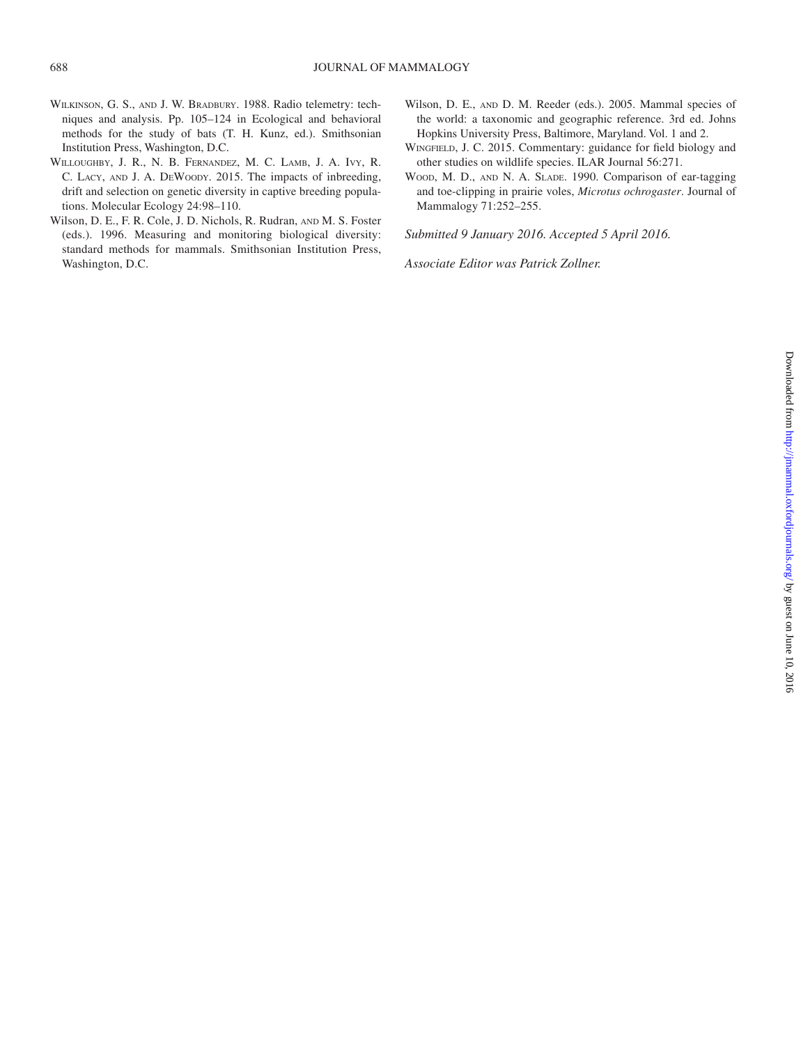Wilkinson, G. S., and J. W. Bradbury. 1988. Radio telemetry: techniques and analysis. Pp. 105–124 in Ecological and behavioral methods for the study of bats (T. H. Kunz, ed.). Smithsonian Institution Press, Washington, D.C.

Willoughby, J. R., N. B. Fernandez, M. C. Lamb, J. A. Ivy, R. C. Lacy, and J. A. DeWoody. 2015. The impacts of inbreeding, drift and selection on genetic diversity in captive breeding populations. Molecular Ecology 24:98–110.

Wilson, D. E., F. R. Cole, J. D. Nichols, R. Rudran, and M. S. Foster (eds.). 1996. Measuring and monitoring biological diversity: standard methods for mammals. Smithsonian Institution Press, Washington, D.C.

Wilson, D. E., and D. M. Reeder (eds.). 2005. Mammal species of the world: a taxonomic and geographic reference. 3rd ed. Johns Hopkins University Press, Baltimore, Maryland. Vol. 1 and 2.

Wingfield, J. C. 2015. Commentary: guidance for field biology and other studies on wildlife species. ILAR Journal 56:271.

Wood, M. D., and N. A. Slade. 1990. Comparison of ear-tagging and toe-clipping in prairie voles, *Microtus ochrogaster*. Journal of Mammalogy 71:252–255.

*Submitted 9 January 2016. Accepted 5 April 2016.*

*Associate Editor was Patrick Zollner.*